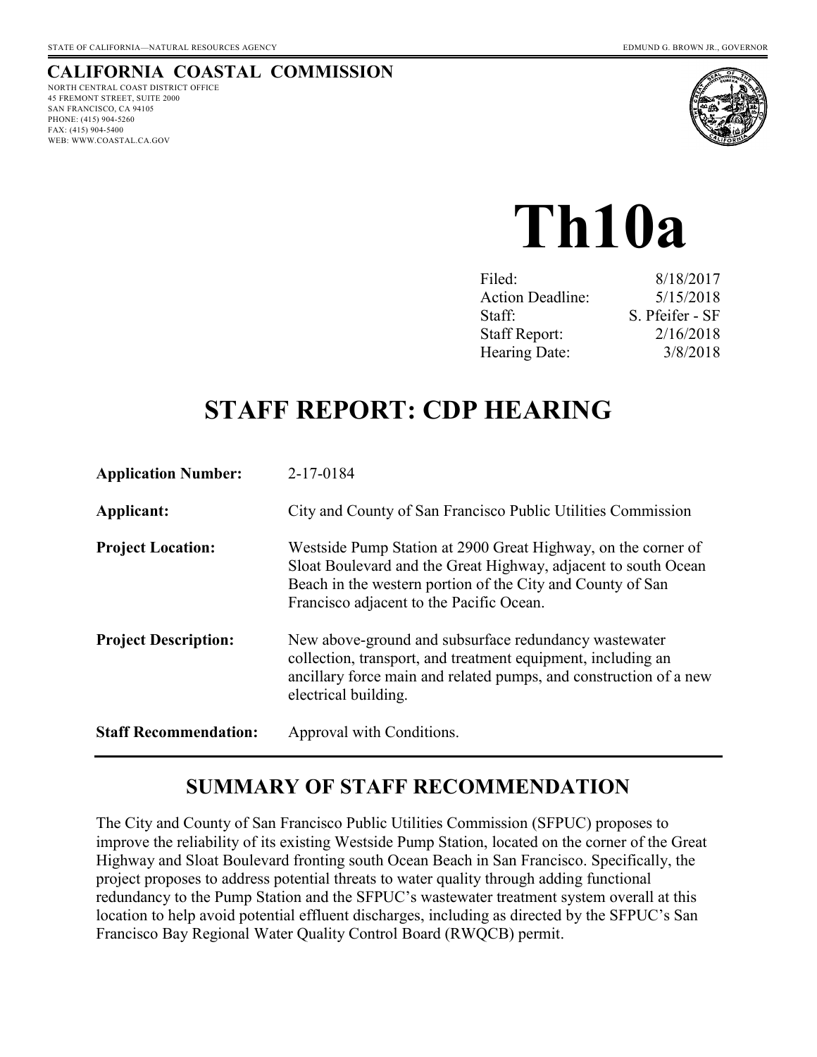STATE OF CALIFORNIA—NATURAL RESOURCES AGENCY EDMUND G. BROWN JR., GOVERNOR

**CALIFORNIA COASTAL COMMISSION**
NORTH CENTRAL COAST DISTRICT OFFICE
45 FREMONT STREET, SUITE 2000
SAN FRANCISCO, CA 94105
PHONE: (415) 904-5260
FAX: (415) 904-5400
WEB: WWW.COASTAL.CA.GOV

# Th10a

| | |
|---|---|
| Filed: | 8/18/2017 |
| Action Deadline: | 5/15/2018 |
| Staff: | S. Pfeifer - SF |
| Staff Report: | 2/16/2018 |
| Hearing Date: | 3/8/2018 |

# STAFF REPORT: CDP HEARING

| | |
|---|---|
| **Application Number:** | 2-17-0184 |
| **Applicant:** | City and County of San Francisco Public Utilities Commission |
| **Project Location:** | Westside Pump Station at 2900 Great Highway, on the corner of Sloat Boulevard and the Great Highway, adjacent to south Ocean Beach in the western portion of the City and County of San Francisco adjacent to the Pacific Ocean. |
| **Project Description:** | New above-ground and subsurface redundancy wastewater collection, transport, and treatment equipment, including an ancillary force main and related pumps, and construction of a new electrical building. |
| **Staff Recommendation:** | Approval with Conditions. |

## SUMMARY OF STAFF RECOMMENDATION

The City and County of San Francisco Public Utilities Commission (SFPUC) proposes to improve the reliability of its existing Westside Pump Station, located on the corner of the Great Highway and Sloat Boulevard fronting south Ocean Beach in San Francisco. Specifically, the project proposes to address potential threats to water quality through adding functional redundancy to the Pump Station and the SFPUC's wastewater treatment system overall at this location to help avoid potential effluent discharges, including as directed by the SFPUC's San Francisco Bay Regional Water Quality Control Board (RWQCB) permit.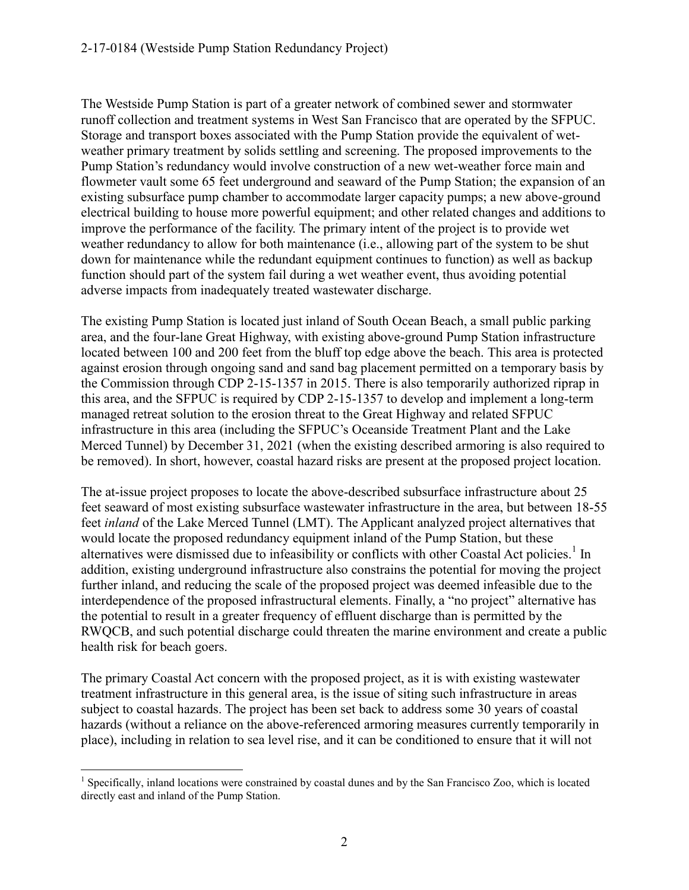The Westside Pump Station is part of a greater network of combined sewer and stormwater runoff collection and treatment systems in West San Francisco that are operated by the SFPUC. Storage and transport boxes associated with the Pump Station provide the equivalent of wet-weather primary treatment by solids settling and screening. The proposed improvements to the Pump Station's redundancy would involve construction of a new wet-weather force main and flowmeter vault some 65 feet underground and seaward of the Pump Station; the expansion of an existing subsurface pump chamber to accommodate larger capacity pumps; a new above-ground electrical building to house more powerful equipment; and other related changes and additions to improve the performance of the facility. The primary intent of the project is to provide wet weather redundancy to allow for both maintenance (i.e., allowing part of the system to be shut down for maintenance while the redundant equipment continues to function) as well as backup function should part of the system fail during a wet weather event, thus avoiding potential adverse impacts from inadequately treated wastewater discharge.

The existing Pump Station is located just inland of South Ocean Beach, a small public parking area, and the four-lane Great Highway, with existing above-ground Pump Station infrastructure located between 100 and 200 feet from the bluff top edge above the beach. This area is protected against erosion through ongoing sand and sand bag placement permitted on a temporary basis by the Commission through CDP 2-15-1357 in 2015. There is also temporarily authorized riprap in this area, and the SFPUC is required by CDP 2-15-1357 to develop and implement a long-term managed retreat solution to the erosion threat to the Great Highway and related SFPUC infrastructure in this area (including the SFPUC's Oceanside Treatment Plant and the Lake Merced Tunnel) by December 31, 2021 (when the existing described armoring is also required to be removed). In short, however, coastal hazard risks are present at the proposed project location.

The at-issue project proposes to locate the above-described subsurface infrastructure about 25 feet seaward of most existing subsurface wastewater infrastructure in the area, but between 18-55 feet *inland* of the Lake Merced Tunnel (LMT). The Applicant analyzed project alternatives that would locate the proposed redundancy equipment inland of the Pump Station, but these alternatives were dismissed due to infeasibility or conflicts with other Coastal Act policies.[1] In addition, existing underground infrastructure also constrains the potential for moving the project further inland, and reducing the scale of the proposed project was deemed infeasible due to the interdependence of the proposed infrastructural elements. Finally, a "no project" alternative has the potential to result in a greater frequency of effluent discharge than is permitted by the RWQCB, and such potential discharge could threaten the marine environment and create a public health risk for beach goers.

The primary Coastal Act concern with the proposed project, as it is with existing wastewater treatment infrastructure in this general area, is the issue of siting such infrastructure in areas subject to coastal hazards. The project has been set back to address some 30 years of coastal hazards (without a reliance on the above-referenced armoring measures currently temporarily in place), including in relation to sea level rise, and it can be conditioned to ensure that it will not

[1] Specifically, inland locations were constrained by coastal dunes and by the San Francisco Zoo, which is located directly east and inland of the Pump Station.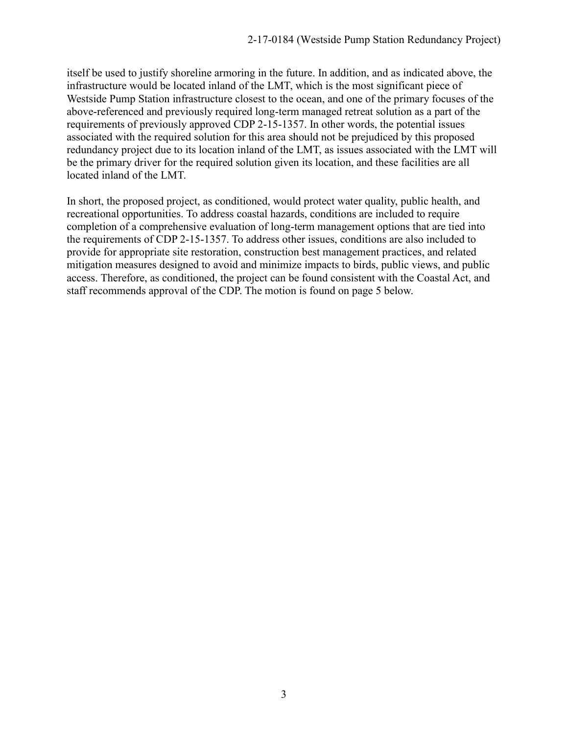itself be used to justify shoreline armoring in the future. In addition, and as indicated above, the infrastructure would be located inland of the LMT, which is the most significant piece of Westside Pump Station infrastructure closest to the ocean, and one of the primary focuses of the above-referenced and previously required long-term managed retreat solution as a part of the requirements of previously approved CDP 2-15-1357. In other words, the potential issues associated with the required solution for this area should not be prejudiced by this proposed redundancy project due to its location inland of the LMT, as issues associated with the LMT will be the primary driver for the required solution given its location, and these facilities are all located inland of the LMT.

In short, the proposed project, as conditioned, would protect water quality, public health, and recreational opportunities. To address coastal hazards, conditions are included to require completion of a comprehensive evaluation of long-term management options that are tied into the requirements of CDP 2-15-1357. To address other issues, conditions are also included to provide for appropriate site restoration, construction best management practices, and related mitigation measures designed to avoid and minimize impacts to birds, public views, and public access. Therefore, as conditioned, the project can be found consistent with the Coastal Act, and staff recommends approval of the CDP. The motion is found on page 5 below.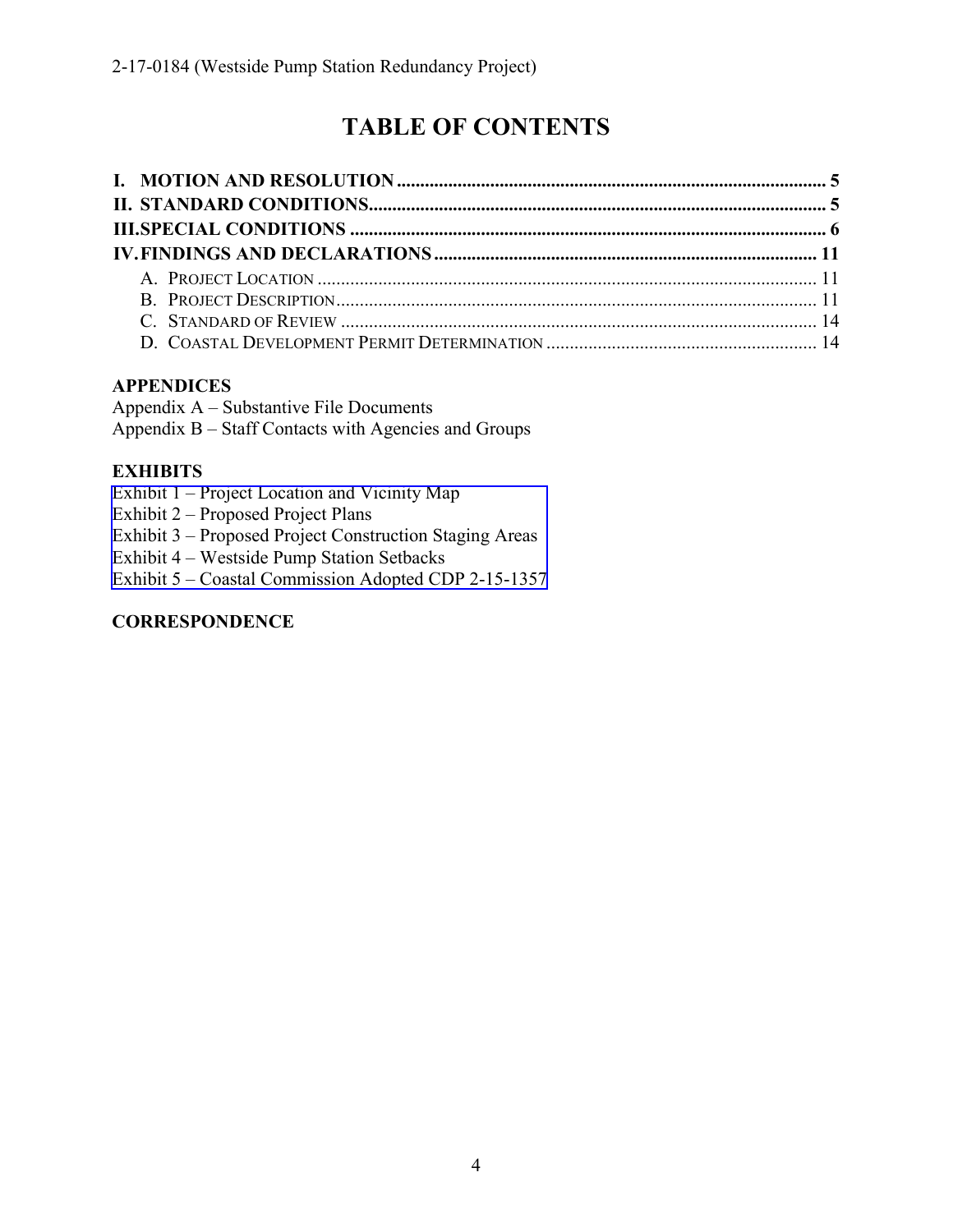# TABLE OF CONTENTS

**I. MOTION AND RESOLUTION** .......... **5**
**II. STANDARD CONDITIONS** .......... **5**
**III. SPECIAL CONDITIONS** .......... **6**
**IV. FINDINGS AND DECLARATIONS** .......... **11**

- A. PROJECT LOCATION .......... 11
- B. PROJECT DESCRIPTION .......... 11
- C. STANDARD OF REVIEW .......... 14
- D. COASTAL DEVELOPMENT PERMIT DETERMINATION .......... 14

**APPENDICES**

Appendix A – Substantive File Documents
Appendix B – Staff Contacts with Agencies and Groups

**EXHIBITS**

Exhibit 1 – Project Location and Vicinity Map
Exhibit 2 – Proposed Project Plans
Exhibit 3 – Proposed Project Construction Staging Areas
Exhibit 4 – Westside Pump Station Setbacks
Exhibit 5 – Coastal Commission Adopted CDP 2-15-1357

**CORRESPONDENCE**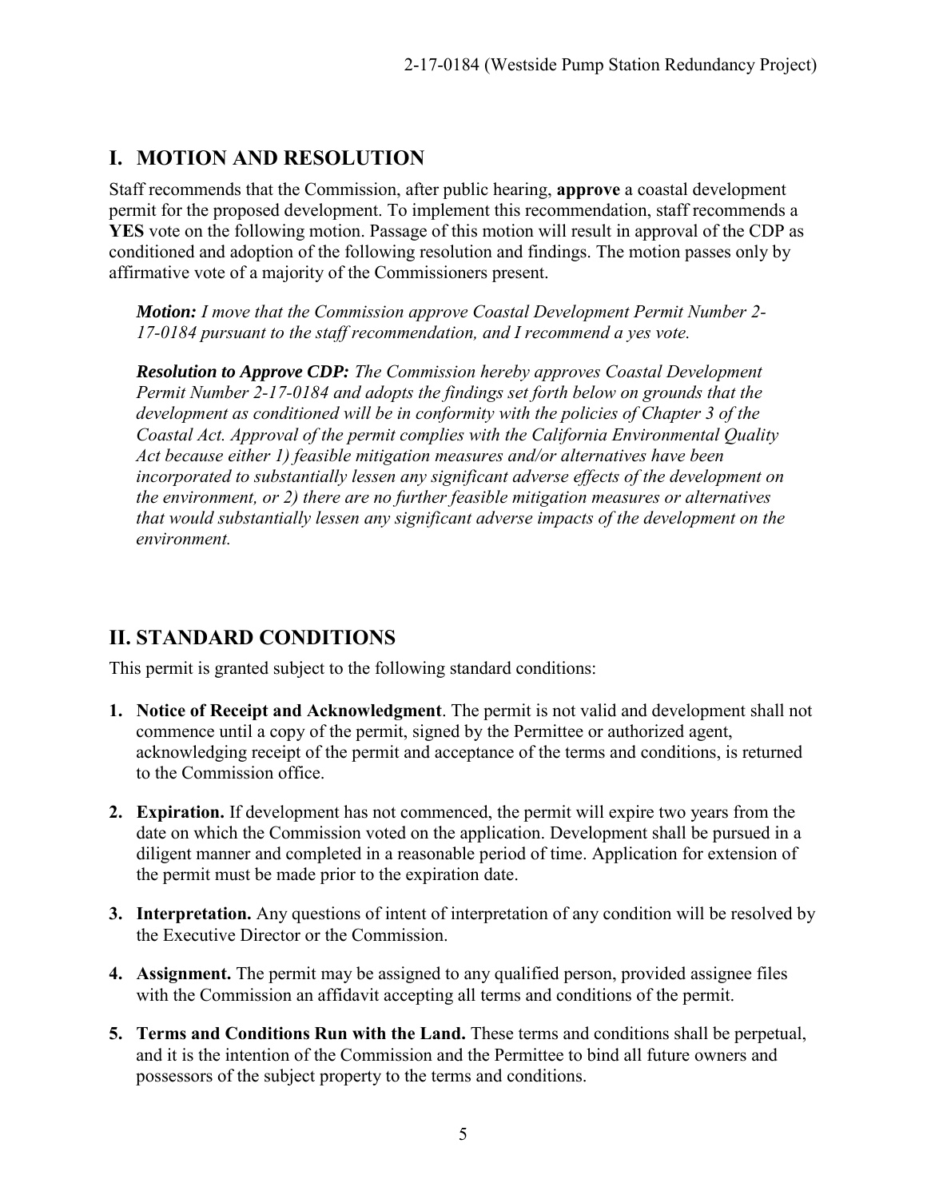## I. MOTION AND RESOLUTION

Staff recommends that the Commission, after public hearing, **approve** a coastal development permit for the proposed development. To implement this recommendation, staff recommends a **YES** vote on the following motion. Passage of this motion will result in approval of the CDP as conditioned and adoption of the following resolution and findings. The motion passes only by affirmative vote of a majority of the Commissioners present.

> ***Motion:*** *I move that the Commission approve Coastal Development Permit Number 2-17-0184 pursuant to the staff recommendation, and I recommend a yes vote.*
>
> ***Resolution to Approve CDP:*** *The Commission hereby approves Coastal Development Permit Number 2-17-0184 and adopts the findings set forth below on grounds that the development as conditioned will be in conformity with the policies of Chapter 3 of the Coastal Act. Approval of the permit complies with the California Environmental Quality Act because either 1) feasible mitigation measures and/or alternatives have been incorporated to substantially lessen any significant adverse effects of the development on the environment, or 2) there are no further feasible mitigation measures or alternatives that would substantially lessen any significant adverse impacts of the development on the environment.*

## II. STANDARD CONDITIONS

This permit is granted subject to the following standard conditions:

1. **Notice of Receipt and Acknowledgment**. The permit is not valid and development shall not commence until a copy of the permit, signed by the Permittee or authorized agent, acknowledging receipt of the permit and acceptance of the terms and conditions, is returned to the Commission office.
2. **Expiration.** If development has not commenced, the permit will expire two years from the date on which the Commission voted on the application. Development shall be pursued in a diligent manner and completed in a reasonable period of time. Application for extension of the permit must be made prior to the expiration date.
3. **Interpretation.** Any questions of intent of interpretation of any condition will be resolved by the Executive Director or the Commission.
4. **Assignment.** The permit may be assigned to any qualified person, provided assignee files with the Commission an affidavit accepting all terms and conditions of the permit.
5. **Terms and Conditions Run with the Land.** These terms and conditions shall be perpetual, and it is the intention of the Commission and the Permittee to bind all future owners and possessors of the subject property to the terms and conditions.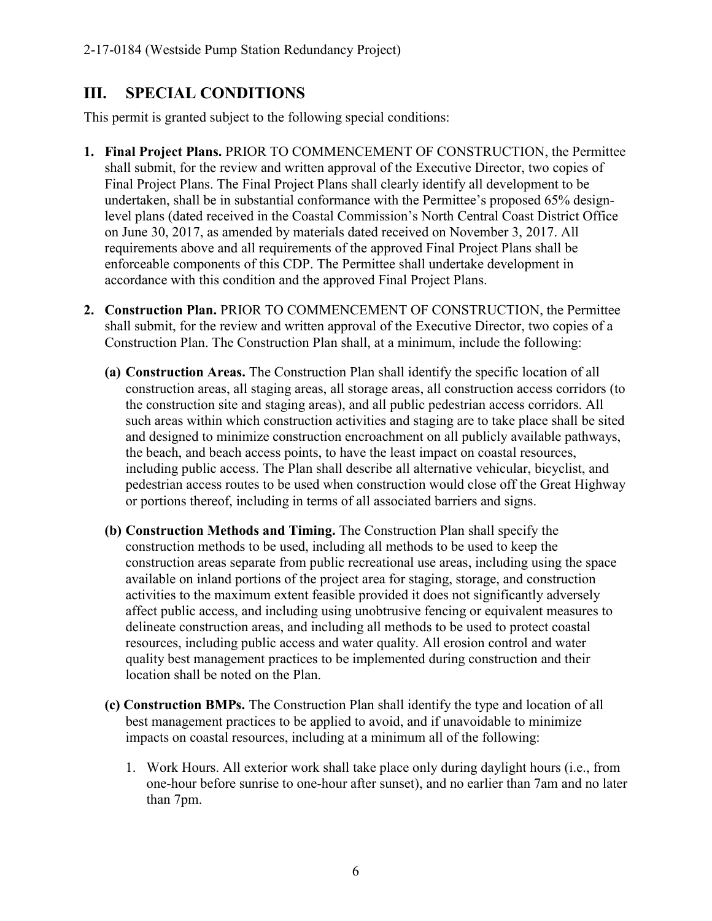## III. SPECIAL CONDITIONS

This permit is granted subject to the following special conditions:

1. **Final Project Plans.** PRIOR TO COMMENCEMENT OF CONSTRUCTION, the Permittee shall submit, for the review and written approval of the Executive Director, two copies of Final Project Plans. The Final Project Plans shall clearly identify all development to be undertaken, shall be in substantial conformance with the Permittee's proposed 65% design-level plans (dated received in the Coastal Commission's North Central Coast District Office on June 30, 2017, as amended by materials dated received on November 3, 2017. All requirements above and all requirements of the approved Final Project Plans shall be enforceable components of this CDP. The Permittee shall undertake development in accordance with this condition and the approved Final Project Plans.

2. **Construction Plan.** PRIOR TO COMMENCEMENT OF CONSTRUCTION, the Permittee shall submit, for the review and written approval of the Executive Director, two copies of a Construction Plan. The Construction Plan shall, at a minimum, include the following:

   **(a) Construction Areas.** The Construction Plan shall identify the specific location of all construction areas, all staging areas, all storage areas, all construction access corridors (to the construction site and staging areas), and all public pedestrian access corridors. All such areas within which construction activities and staging are to take place shall be sited and designed to minimize construction encroachment on all publicly available pathways, the beach, and beach access points, to have the least impact on coastal resources, including public access. The Plan shall describe all alternative vehicular, bicyclist, and pedestrian access routes to be used when construction would close off the Great Highway or portions thereof, including in terms of all associated barriers and signs.

   **(b) Construction Methods and Timing.** The Construction Plan shall specify the construction methods to be used, including all methods to be used to keep the construction areas separate from public recreational use areas, including using the space available on inland portions of the project area for staging, storage, and construction activities to the maximum extent feasible provided it does not significantly adversely affect public access, and including using unobtrusive fencing or equivalent measures to delineate construction areas, and including all methods to be used to protect coastal resources, including public access and water quality. All erosion control and water quality best management practices to be implemented during construction and their location shall be noted on the Plan.

   **(c) Construction BMPs.** The Construction Plan shall identify the type and location of all best management practices to be applied to avoid, and if unavoidable to minimize impacts on coastal resources, including at a minimum all of the following:

      1. Work Hours. All exterior work shall take place only during daylight hours (i.e., from one-hour before sunrise to one-hour after sunset), and no earlier than 7am and no later than 7pm.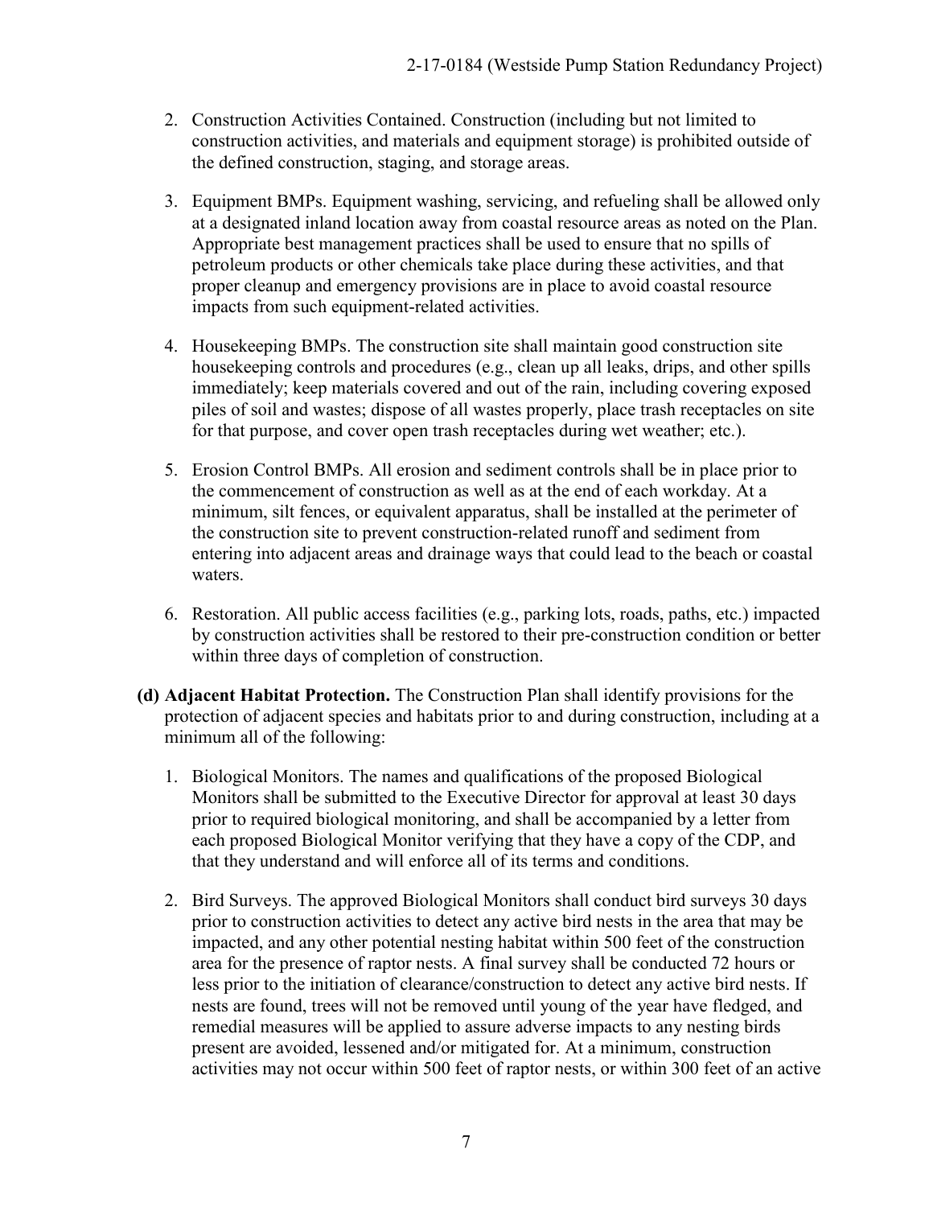2. Construction Activities Contained. Construction (including but not limited to construction activities, and materials and equipment storage) is prohibited outside of the defined construction, staging, and storage areas.

3. Equipment BMPs. Equipment washing, servicing, and refueling shall be allowed only at a designated inland location away from coastal resource areas as noted on the Plan. Appropriate best management practices shall be used to ensure that no spills of petroleum products or other chemicals take place during these activities, and that proper cleanup and emergency provisions are in place to avoid coastal resource impacts from such equipment-related activities.

4. Housekeeping BMPs. The construction site shall maintain good construction site housekeeping controls and procedures (e.g., clean up all leaks, drips, and other spills immediately; keep materials covered and out of the rain, including covering exposed piles of soil and wastes; dispose of all wastes properly, place trash receptacles on site for that purpose, and cover open trash receptacles during wet weather; etc.).

5. Erosion Control BMPs. All erosion and sediment controls shall be in place prior to the commencement of construction as well as at the end of each workday. At a minimum, silt fences, or equivalent apparatus, shall be installed at the perimeter of the construction site to prevent construction-related runoff and sediment from entering into adjacent areas and drainage ways that could lead to the beach or coastal waters.

6. Restoration. All public access facilities (e.g., parking lots, roads, paths, etc.) impacted by construction activities shall be restored to their pre-construction condition or better within three days of completion of construction.

**(d) Adjacent Habitat Protection.** The Construction Plan shall identify provisions for the protection of adjacent species and habitats prior to and during construction, including at a minimum all of the following:

1. Biological Monitors. The names and qualifications of the proposed Biological Monitors shall be submitted to the Executive Director for approval at least 30 days prior to required biological monitoring, and shall be accompanied by a letter from each proposed Biological Monitor verifying that they have a copy of the CDP, and that they understand and will enforce all of its terms and conditions.

2. Bird Surveys. The approved Biological Monitors shall conduct bird surveys 30 days prior to construction activities to detect any active bird nests in the area that may be impacted, and any other potential nesting habitat within 500 feet of the construction area for the presence of raptor nests. A final survey shall be conducted 72 hours or less prior to the initiation of clearance/construction to detect any active bird nests. If nests are found, trees will not be removed until young of the year have fledged, and remedial measures will be applied to assure adverse impacts to any nesting birds present are avoided, lessened and/or mitigated for. At a minimum, construction activities may not occur within 500 feet of raptor nests, or within 300 feet of an active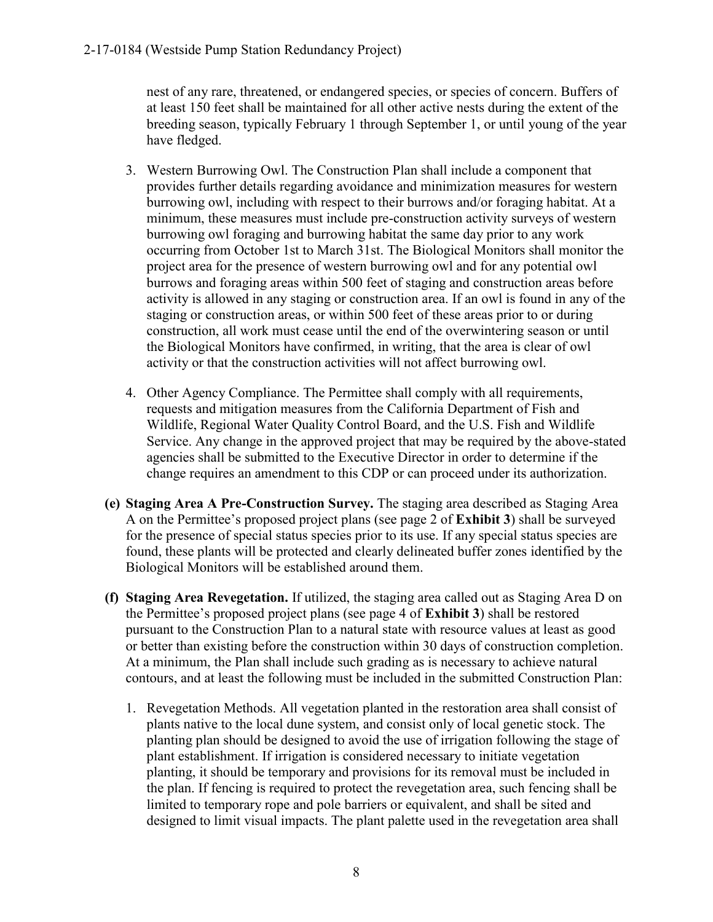nest of any rare, threatened, or endangered species, or species of concern. Buffers of at least 150 feet shall be maintained for all other active nests during the extent of the breeding season, typically February 1 through September 1, or until young of the year have fledged.

3. Western Burrowing Owl. The Construction Plan shall include a component that provides further details regarding avoidance and minimization measures for western burrowing owl, including with respect to their burrows and/or foraging habitat. At a minimum, these measures must include pre-construction activity surveys of western burrowing owl foraging and burrowing habitat the same day prior to any work occurring from October 1st to March 31st. The Biological Monitors shall monitor the project area for the presence of western burrowing owl and for any potential owl burrows and foraging areas within 500 feet of staging and construction areas before activity is allowed in any staging or construction area. If an owl is found in any of the staging or construction areas, or within 500 feet of these areas prior to or during construction, all work must cease until the end of the overwintering season or until the Biological Monitors have confirmed, in writing, that the area is clear of owl activity or that the construction activities will not affect burrowing owl.

4. Other Agency Compliance. The Permittee shall comply with all requirements, requests and mitigation measures from the California Department of Fish and Wildlife, Regional Water Quality Control Board, and the U.S. Fish and Wildlife Service. Any change in the approved project that may be required by the above-stated agencies shall be submitted to the Executive Director in order to determine if the change requires an amendment to this CDP or can proceed under its authorization.

**(e) Staging Area A Pre-Construction Survey.** The staging area described as Staging Area A on the Permittee's proposed project plans (see page 2 of **Exhibit 3**) shall be surveyed for the presence of special status species prior to its use. If any special status species are found, these plants will be protected and clearly delineated buffer zones identified by the Biological Monitors will be established around them.

**(f) Staging Area Revegetation.** If utilized, the staging area called out as Staging Area D on the Permittee's proposed project plans (see page 4 of **Exhibit 3**) shall be restored pursuant to the Construction Plan to a natural state with resource values at least as good or better than existing before the construction within 30 days of construction completion. At a minimum, the Plan shall include such grading as is necessary to achieve natural contours, and at least the following must be included in the submitted Construction Plan:

1. Revegetation Methods. All vegetation planted in the restoration area shall consist of plants native to the local dune system, and consist only of local genetic stock. The planting plan should be designed to avoid the use of irrigation following the stage of plant establishment. If irrigation is considered necessary to initiate vegetation planting, it should be temporary and provisions for its removal must be included in the plan. If fencing is required to protect the revegetation area, such fencing shall be limited to temporary rope and pole barriers or equivalent, and shall be sited and designed to limit visual impacts. The plant palette used in the revegetation area shall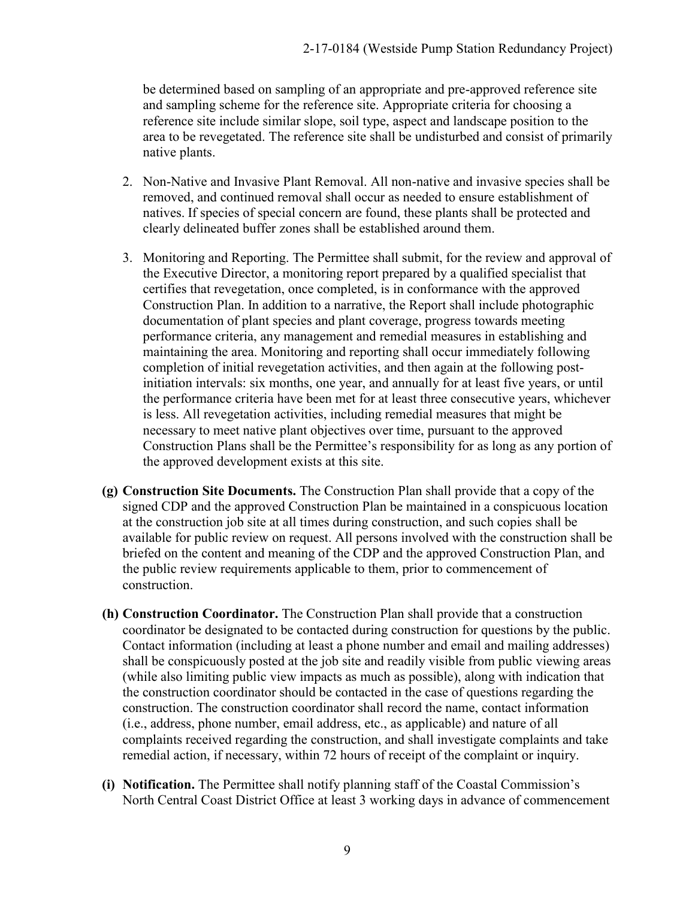be determined based on sampling of an appropriate and pre-approved reference site and sampling scheme for the reference site. Appropriate criteria for choosing a reference site include similar slope, soil type, aspect and landscape position to the area to be revegetated. The reference site shall be undisturbed and consist of primarily native plants.

2. Non-Native and Invasive Plant Removal. All non-native and invasive species shall be removed, and continued removal shall occur as needed to ensure establishment of natives. If species of special concern are found, these plants shall be protected and clearly delineated buffer zones shall be established around them.

3. Monitoring and Reporting. The Permittee shall submit, for the review and approval of the Executive Director, a monitoring report prepared by a qualified specialist that certifies that revegetation, once completed, is in conformance with the approved Construction Plan. In addition to a narrative, the Report shall include photographic documentation of plant species and plant coverage, progress towards meeting performance criteria, any management and remedial measures in establishing and maintaining the area. Monitoring and reporting shall occur immediately following completion of initial revegetation activities, and then again at the following post-initiation intervals: six months, one year, and annually for at least five years, or until the performance criteria have been met for at least three consecutive years, whichever is less. All revegetation activities, including remedial measures that might be necessary to meet native plant objectives over time, pursuant to the approved Construction Plans shall be the Permittee's responsibility for as long as any portion of the approved development exists at this site.

**(g) Construction Site Documents.** The Construction Plan shall provide that a copy of the signed CDP and the approved Construction Plan be maintained in a conspicuous location at the construction job site at all times during construction, and such copies shall be available for public review on request. All persons involved with the construction shall be briefed on the content and meaning of the CDP and the approved Construction Plan, and the public review requirements applicable to them, prior to commencement of construction.

**(h) Construction Coordinator.** The Construction Plan shall provide that a construction coordinator be designated to be contacted during construction for questions by the public. Contact information (including at least a phone number and email and mailing addresses) shall be conspicuously posted at the job site and readily visible from public viewing areas (while also limiting public view impacts as much as possible), along with indication that the construction coordinator should be contacted in the case of questions regarding the construction. The construction coordinator shall record the name, contact information (i.e., address, phone number, email address, etc., as applicable) and nature of all complaints received regarding the construction, and shall investigate complaints and take remedial action, if necessary, within 72 hours of receipt of the complaint or inquiry.

**(i) Notification.** The Permittee shall notify planning staff of the Coastal Commission's North Central Coast District Office at least 3 working days in advance of commencement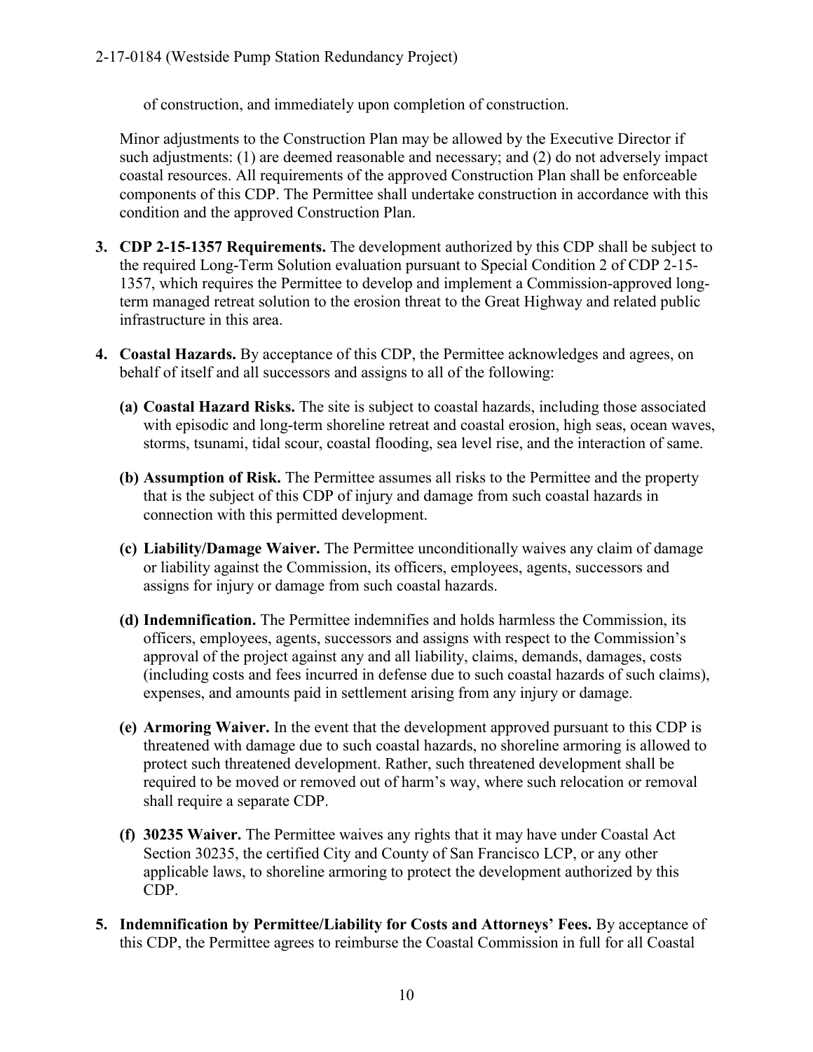of construction, and immediately upon completion of construction.

Minor adjustments to the Construction Plan may be allowed by the Executive Director if such adjustments: (1) are deemed reasonable and necessary; and (2) do not adversely impact coastal resources. All requirements of the approved Construction Plan shall be enforceable components of this CDP. The Permittee shall undertake construction in accordance with this condition and the approved Construction Plan.

3. **CDP 2-15-1357 Requirements.** The development authorized by this CDP shall be subject to the required Long-Term Solution evaluation pursuant to Special Condition 2 of CDP 2-15-1357, which requires the Permittee to develop and implement a Commission-approved long-term managed retreat solution to the erosion threat to the Great Highway and related public infrastructure in this area.

4. **Coastal Hazards.** By acceptance of this CDP, the Permittee acknowledges and agrees, on behalf of itself and all successors and assigns to all of the following:

   **(a) Coastal Hazard Risks.** The site is subject to coastal hazards, including those associated with episodic and long-term shoreline retreat and coastal erosion, high seas, ocean waves, storms, tsunami, tidal scour, coastal flooding, sea level rise, and the interaction of same.

   **(b) Assumption of Risk.** The Permittee assumes all risks to the Permittee and the property that is the subject of this CDP of injury and damage from such coastal hazards in connection with this permitted development.

   **(c) Liability/Damage Waiver.** The Permittee unconditionally waives any claim of damage or liability against the Commission, its officers, employees, agents, successors and assigns for injury or damage from such coastal hazards.

   **(d) Indemnification.** The Permittee indemnifies and holds harmless the Commission, its officers, employees, agents, successors and assigns with respect to the Commission's approval of the project against any and all liability, claims, demands, damages, costs (including costs and fees incurred in defense due to such coastal hazards of such claims), expenses, and amounts paid in settlement arising from any injury or damage.

   **(e) Armoring Waiver.** In the event that the development approved pursuant to this CDP is threatened with damage due to such coastal hazards, no shoreline armoring is allowed to protect such threatened development. Rather, such threatened development shall be required to be moved or removed out of harm's way, where such relocation or removal shall require a separate CDP.

   **(f) 30235 Waiver.** The Permittee waives any rights that it may have under Coastal Act Section 30235, the certified City and County of San Francisco LCP, or any other applicable laws, to shoreline armoring to protect the development authorized by this CDP.

5. **Indemnification by Permittee/Liability for Costs and Attorneys' Fees.** By acceptance of this CDP, the Permittee agrees to reimburse the Coastal Commission in full for all Coastal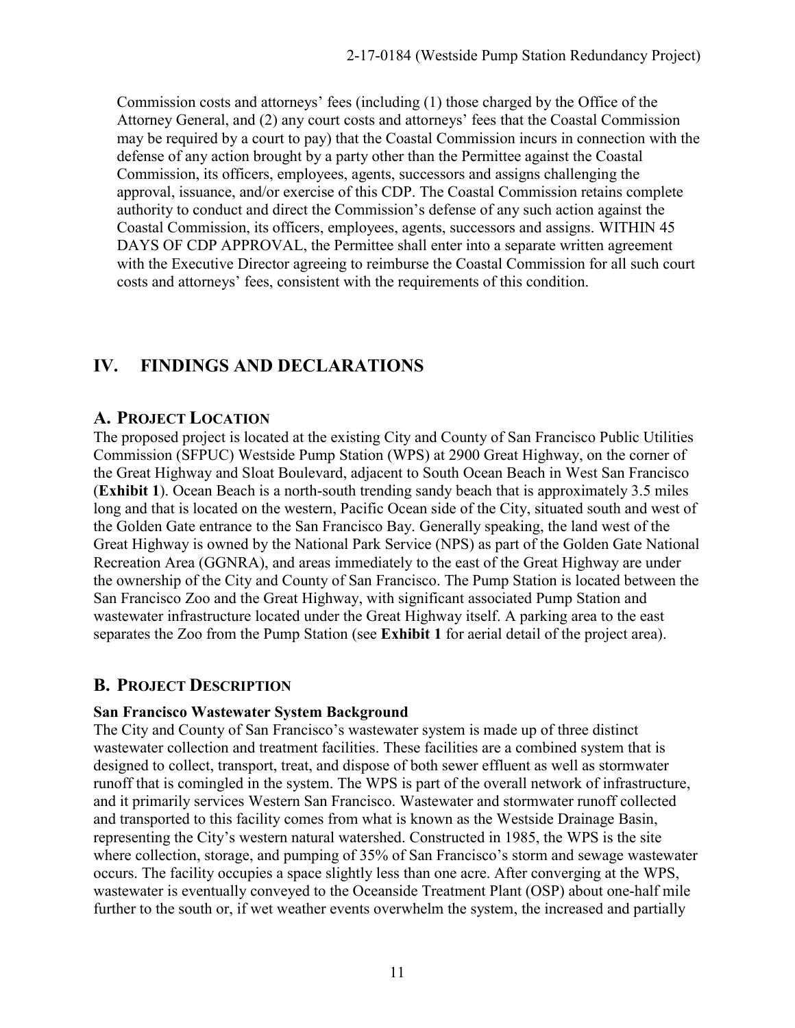Commission costs and attorneys' fees (including (1) those charged by the Office of the Attorney General, and (2) any court costs and attorneys' fees that the Coastal Commission may be required by a court to pay) that the Coastal Commission incurs in connection with the defense of any action brought by a party other than the Permittee against the Coastal Commission, its officers, employees, agents, successors and assigns challenging the approval, issuance, and/or exercise of this CDP. The Coastal Commission retains complete authority to conduct and direct the Commission's defense of any such action against the Coastal Commission, its officers, employees, agents, successors and assigns. WITHIN 45 DAYS OF CDP APPROVAL, the Permittee shall enter into a separate written agreement with the Executive Director agreeing to reimburse the Coastal Commission for all such court costs and attorneys' fees, consistent with the requirements of this condition.

# IV. FINDINGS AND DECLARATIONS

## A. Project Location

The proposed project is located at the existing City and County of San Francisco Public Utilities Commission (SFPUC) Westside Pump Station (WPS) at 2900 Great Highway, on the corner of the Great Highway and Sloat Boulevard, adjacent to South Ocean Beach in West San Francisco (**Exhibit 1**). Ocean Beach is a north-south trending sandy beach that is approximately 3.5 miles long and that is located on the western, Pacific Ocean side of the City, situated south and west of the Golden Gate entrance to the San Francisco Bay. Generally speaking, the land west of the Great Highway is owned by the National Park Service (NPS) as part of the Golden Gate National Recreation Area (GGNRA), and areas immediately to the east of the Great Highway are under the ownership of the City and County of San Francisco. The Pump Station is located between the San Francisco Zoo and the Great Highway, with significant associated Pump Station and wastewater infrastructure located under the Great Highway itself. A parking area to the east separates the Zoo from the Pump Station (see **Exhibit 1** for aerial detail of the project area).

## B. Project Description

### San Francisco Wastewater System Background

The City and County of San Francisco's wastewater system is made up of three distinct wastewater collection and treatment facilities. These facilities are a combined system that is designed to collect, transport, treat, and dispose of both sewer effluent as well as stormwater runoff that is comingled in the system. The WPS is part of the overall network of infrastructure, and it primarily services Western San Francisco. Wastewater and stormwater runoff collected and transported to this facility comes from what is known as the Westside Drainage Basin, representing the City's western natural watershed. Constructed in 1985, the WPS is the site where collection, storage, and pumping of 35% of San Francisco's storm and sewage wastewater occurs. The facility occupies a space slightly less than one acre. After converging at the WPS, wastewater is eventually conveyed to the Oceanside Treatment Plant (OSP) about one-half mile further to the south or, if wet weather events overwhelm the system, the increased and partially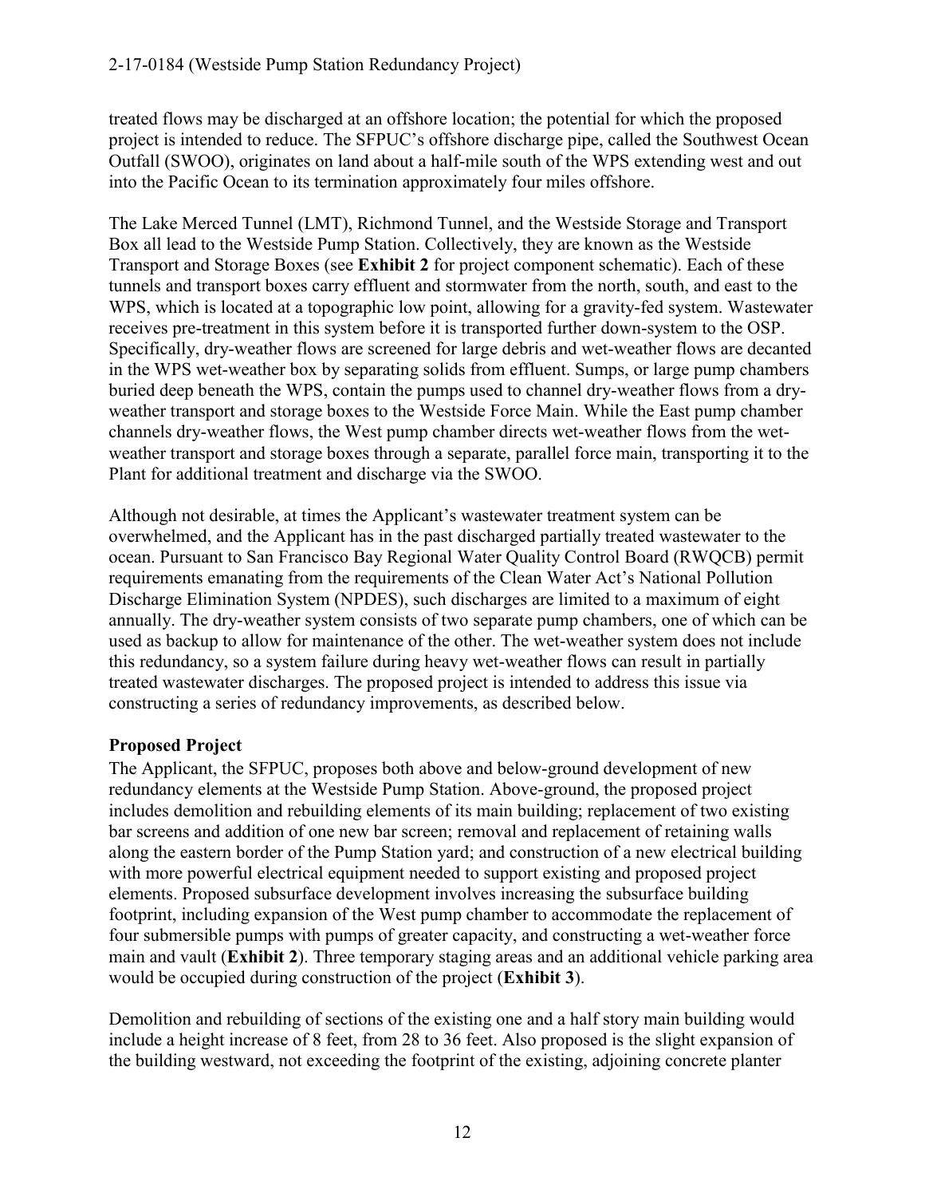treated flows may be discharged at an offshore location; the potential for which the proposed project is intended to reduce. The SFPUC's offshore discharge pipe, called the Southwest Ocean Outfall (SWOO), originates on land about a half-mile south of the WPS extending west and out into the Pacific Ocean to its termination approximately four miles offshore.

The Lake Merced Tunnel (LMT), Richmond Tunnel, and the Westside Storage and Transport Box all lead to the Westside Pump Station. Collectively, they are known as the Westside Transport and Storage Boxes (see **Exhibit 2** for project component schematic). Each of these tunnels and transport boxes carry effluent and stormwater from the north, south, and east to the WPS, which is located at a topographic low point, allowing for a gravity-fed system. Wastewater receives pre-treatment in this system before it is transported further down-system to the OSP. Specifically, dry-weather flows are screened for large debris and wet-weather flows are decanted in the WPS wet-weather box by separating solids from effluent. Sumps, or large pump chambers buried deep beneath the WPS, contain the pumps used to channel dry-weather flows from a dry-weather transport and storage boxes to the Westside Force Main. While the East pump chamber channels dry-weather flows, the West pump chamber directs wet-weather flows from the wet-weather transport and storage boxes through a separate, parallel force main, transporting it to the Plant for additional treatment and discharge via the SWOO.

Although not desirable, at times the Applicant's wastewater treatment system can be overwhelmed, and the Applicant has in the past discharged partially treated wastewater to the ocean. Pursuant to San Francisco Bay Regional Water Quality Control Board (RWQCB) permit requirements emanating from the requirements of the Clean Water Act's National Pollution Discharge Elimination System (NPDES), such discharges are limited to a maximum of eight annually. The dry-weather system consists of two separate pump chambers, one of which can be used as backup to allow for maintenance of the other. The wet-weather system does not include this redundancy, so a system failure during heavy wet-weather flows can result in partially treated wastewater discharges. The proposed project is intended to address this issue via constructing a series of redundancy improvements, as described below.

**Proposed Project**

The Applicant, the SFPUC, proposes both above and below-ground development of new redundancy elements at the Westside Pump Station. Above-ground, the proposed project includes demolition and rebuilding elements of its main building; replacement of two existing bar screens and addition of one new bar screen; removal and replacement of retaining walls along the eastern border of the Pump Station yard; and construction of a new electrical building with more powerful electrical equipment needed to support existing and proposed project elements. Proposed subsurface development involves increasing the subsurface building footprint, including expansion of the West pump chamber to accommodate the replacement of four submersible pumps with pumps of greater capacity, and constructing a wet-weather force main and vault (**Exhibit 2**). Three temporary staging areas and an additional vehicle parking area would be occupied during construction of the project (**Exhibit 3**).

Demolition and rebuilding of sections of the existing one and a half story main building would include a height increase of 8 feet, from 28 to 36 feet. Also proposed is the slight expansion of the building westward, not exceeding the footprint of the existing, adjoining concrete planter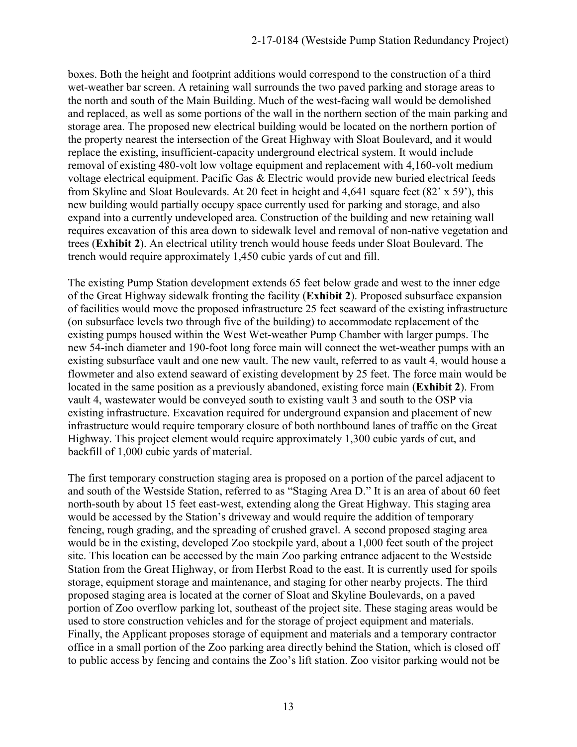boxes. Both the height and footprint additions would correspond to the construction of a third wet-weather bar screen. A retaining wall surrounds the two paved parking and storage areas to the north and south of the Main Building. Much of the west-facing wall would be demolished and replaced, as well as some portions of the wall in the northern section of the main parking and storage area. The proposed new electrical building would be located on the northern portion of the property nearest the intersection of the Great Highway with Sloat Boulevard, and it would replace the existing, insufficient-capacity underground electrical system. It would include removal of existing 480-volt low voltage equipment and replacement with 4,160-volt medium voltage electrical equipment. Pacific Gas & Electric would provide new buried electrical feeds from Skyline and Sloat Boulevards. At 20 feet in height and 4,641 square feet (82' x 59'), this new building would partially occupy space currently used for parking and storage, and also expand into a currently undeveloped area. Construction of the building and new retaining wall requires excavation of this area down to sidewalk level and removal of non-native vegetation and trees (**Exhibit 2**). An electrical utility trench would house feeds under Sloat Boulevard. The trench would require approximately 1,450 cubic yards of cut and fill.

The existing Pump Station development extends 65 feet below grade and west to the inner edge of the Great Highway sidewalk fronting the facility (**Exhibit 2**). Proposed subsurface expansion of facilities would move the proposed infrastructure 25 feet seaward of the existing infrastructure (on subsurface levels two through five of the building) to accommodate replacement of the existing pumps housed within the West Wet-weather Pump Chamber with larger pumps. The new 54-inch diameter and 190-foot long force main will connect the wet-weather pumps with an existing subsurface vault and one new vault. The new vault, referred to as vault 4, would house a flowmeter and also extend seaward of existing development by 25 feet. The force main would be located in the same position as a previously abandoned, existing force main (**Exhibit 2**). From vault 4, wastewater would be conveyed south to existing vault 3 and south to the OSP via existing infrastructure. Excavation required for underground expansion and placement of new infrastructure would require temporary closure of both northbound lanes of traffic on the Great Highway. This project element would require approximately 1,300 cubic yards of cut, and backfill of 1,000 cubic yards of material.

The first temporary construction staging area is proposed on a portion of the parcel adjacent to and south of the Westside Station, referred to as "Staging Area D." It is an area of about 60 feet north-south by about 15 feet east-west, extending along the Great Highway. This staging area would be accessed by the Station's driveway and would require the addition of temporary fencing, rough grading, and the spreading of crushed gravel. A second proposed staging area would be in the existing, developed Zoo stockpile yard, about a 1,000 feet south of the project site. This location can be accessed by the main Zoo parking entrance adjacent to the Westside Station from the Great Highway, or from Herbst Road to the east. It is currently used for spoils storage, equipment storage and maintenance, and staging for other nearby projects. The third proposed staging area is located at the corner of Sloat and Skyline Boulevards, on a paved portion of Zoo overflow parking lot, southeast of the project site. These staging areas would be used to store construction vehicles and for the storage of project equipment and materials. Finally, the Applicant proposes storage of equipment and materials and a temporary contractor office in a small portion of the Zoo parking area directly behind the Station, which is closed off to public access by fencing and contains the Zoo's lift station. Zoo visitor parking would not be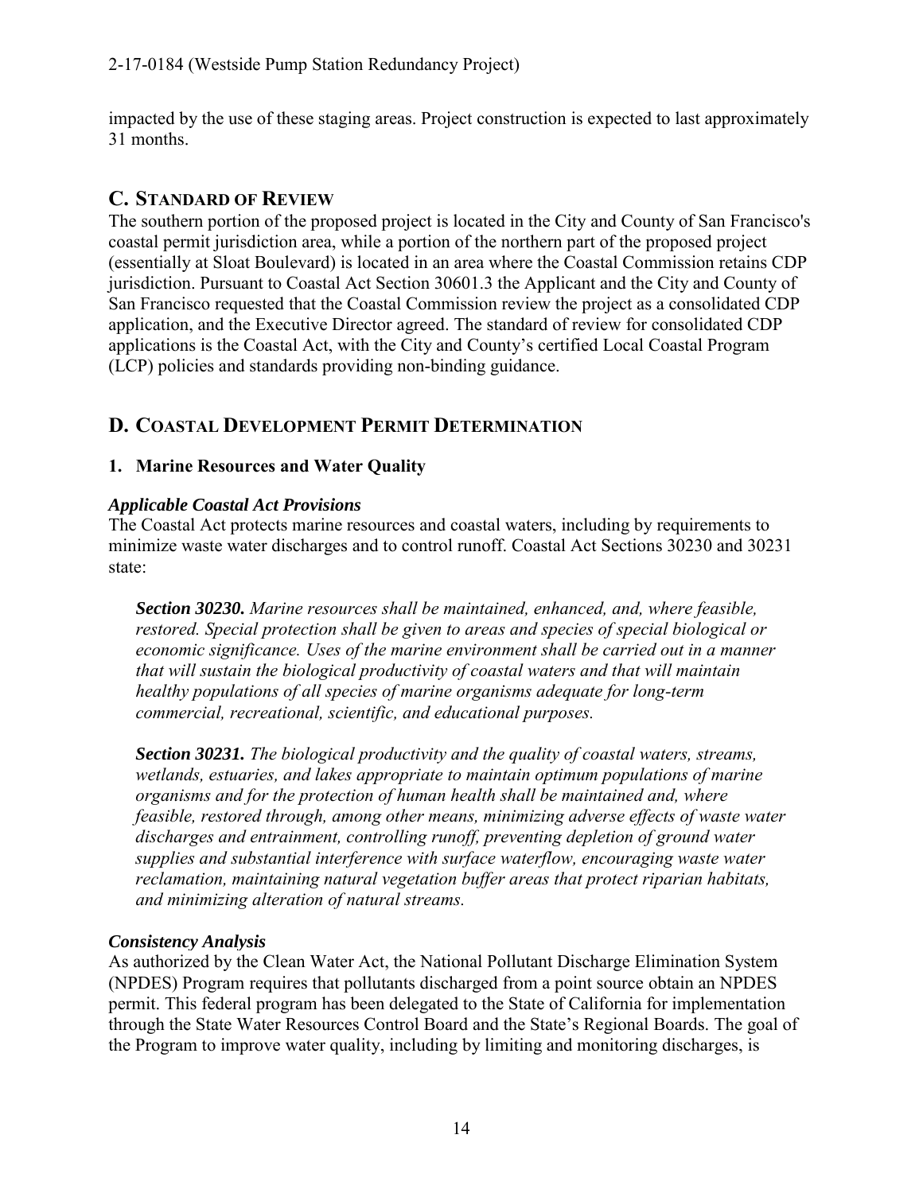impacted by the use of these staging areas. Project construction is expected to last approximately 31 months.

## C. STANDARD OF REVIEW

The southern portion of the proposed project is located in the City and County of San Francisco's coastal permit jurisdiction area, while a portion of the northern part of the proposed project (essentially at Sloat Boulevard) is located in an area where the Coastal Commission retains CDP jurisdiction. Pursuant to Coastal Act Section 30601.3 the Applicant and the City and County of San Francisco requested that the Coastal Commission review the project as a consolidated CDP application, and the Executive Director agreed. The standard of review for consolidated CDP applications is the Coastal Act, with the City and County's certified Local Coastal Program (LCP) policies and standards providing non-binding guidance.

## D. COASTAL DEVELOPMENT PERMIT DETERMINATION

### 1. Marine Resources and Water Quality

***Applicable Coastal Act Provisions***

The Coastal Act protects marine resources and coastal waters, including by requirements to minimize waste water discharges and to control runoff. Coastal Act Sections 30230 and 30231 state:

> ***Section 30230.*** *Marine resources shall be maintained, enhanced, and, where feasible, restored. Special protection shall be given to areas and species of special biological or economic significance. Uses of the marine environment shall be carried out in a manner that will sustain the biological productivity of coastal waters and that will maintain healthy populations of all species of marine organisms adequate for long-term commercial, recreational, scientific, and educational purposes.*
>
> ***Section 30231.*** *The biological productivity and the quality of coastal waters, streams, wetlands, estuaries, and lakes appropriate to maintain optimum populations of marine organisms and for the protection of human health shall be maintained and, where feasible, restored through, among other means, minimizing adverse effects of waste water discharges and entrainment, controlling runoff, preventing depletion of ground water supplies and substantial interference with surface waterflow, encouraging waste water reclamation, maintaining natural vegetation buffer areas that protect riparian habitats, and minimizing alteration of natural streams.*

***Consistency Analysis***

As authorized by the Clean Water Act, the National Pollutant Discharge Elimination System (NPDES) Program requires that pollutants discharged from a point source obtain an NPDES permit. This federal program has been delegated to the State of California for implementation through the State Water Resources Control Board and the State's Regional Boards. The goal of the Program to improve water quality, including by limiting and monitoring discharges, is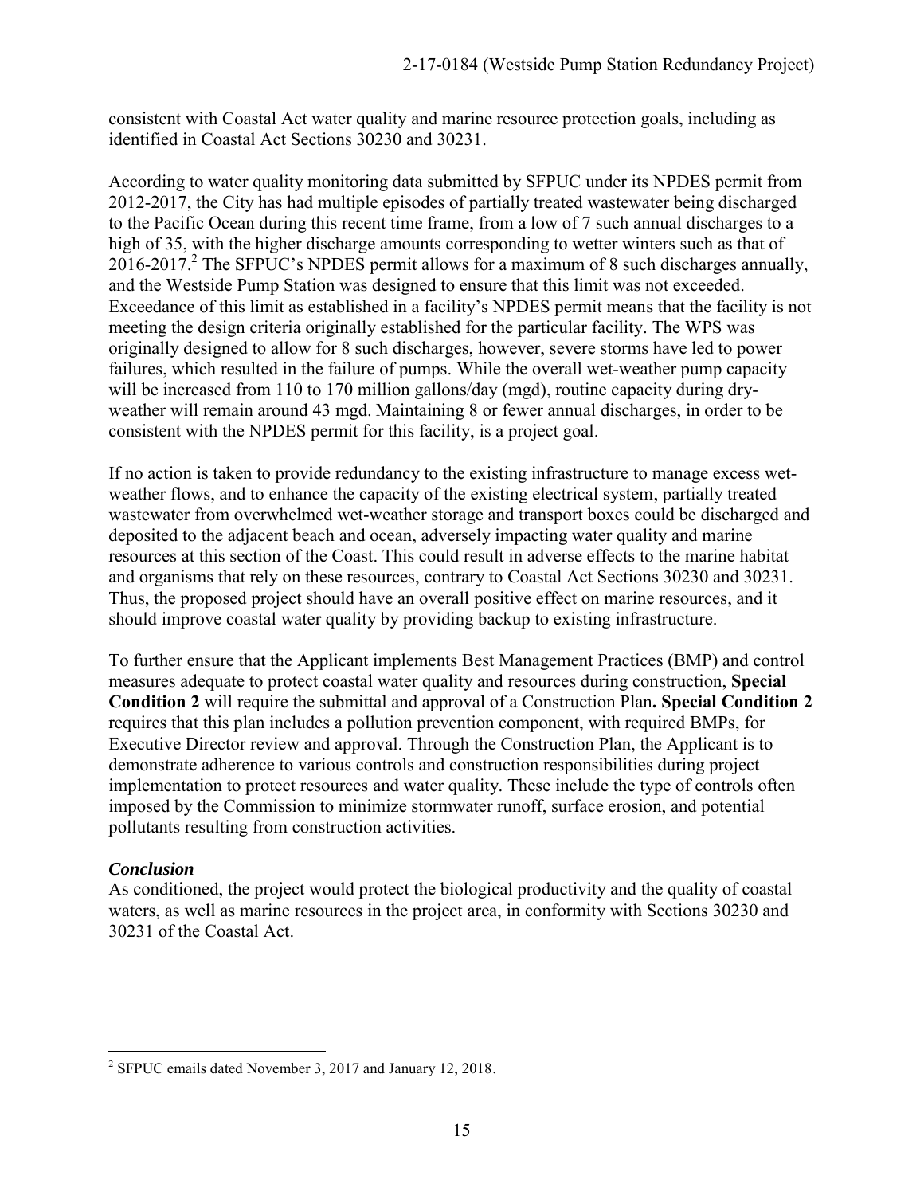consistent with Coastal Act water quality and marine resource protection goals, including as identified in Coastal Act Sections 30230 and 30231.

According to water quality monitoring data submitted by SFPUC under its NPDES permit from 2012-2017, the City has had multiple episodes of partially treated wastewater being discharged to the Pacific Ocean during this recent time frame, from a low of 7 such annual discharges to a high of 35, with the higher discharge amounts corresponding to wetter winters such as that of 2016-2017.[2] The SFPUC's NPDES permit allows for a maximum of 8 such discharges annually, and the Westside Pump Station was designed to ensure that this limit was not exceeded. Exceedance of this limit as established in a facility's NPDES permit means that the facility is not meeting the design criteria originally established for the particular facility. The WPS was originally designed to allow for 8 such discharges, however, severe storms have led to power failures, which resulted in the failure of pumps. While the overall wet-weather pump capacity will be increased from 110 to 170 million gallons/day (mgd), routine capacity during dry-weather will remain around 43 mgd. Maintaining 8 or fewer annual discharges, in order to be consistent with the NPDES permit for this facility, is a project goal.

If no action is taken to provide redundancy to the existing infrastructure to manage excess wet-weather flows, and to enhance the capacity of the existing electrical system, partially treated wastewater from overwhelmed wet-weather storage and transport boxes could be discharged and deposited to the adjacent beach and ocean, adversely impacting water quality and marine resources at this section of the Coast. This could result in adverse effects to the marine habitat and organisms that rely on these resources, contrary to Coastal Act Sections 30230 and 30231. Thus, the proposed project should have an overall positive effect on marine resources, and it should improve coastal water quality by providing backup to existing infrastructure.

To further ensure that the Applicant implements Best Management Practices (BMP) and control measures adequate to protect coastal water quality and resources during construction, **Special Condition 2** will require the submittal and approval of a Construction Plan**. Special Condition 2** requires that this plan includes a pollution prevention component, with required BMPs, for Executive Director review and approval. Through the Construction Plan, the Applicant is to demonstrate adherence to various controls and construction responsibilities during project implementation to protect resources and water quality. These include the type of controls often imposed by the Commission to minimize stormwater runoff, surface erosion, and potential pollutants resulting from construction activities.

***Conclusion***

As conditioned, the project would protect the biological productivity and the quality of coastal waters, as well as marine resources in the project area, in conformity with Sections 30230 and 30231 of the Coastal Act.

---

[2] SFPUC emails dated November 3, 2017 and January 12, 2018.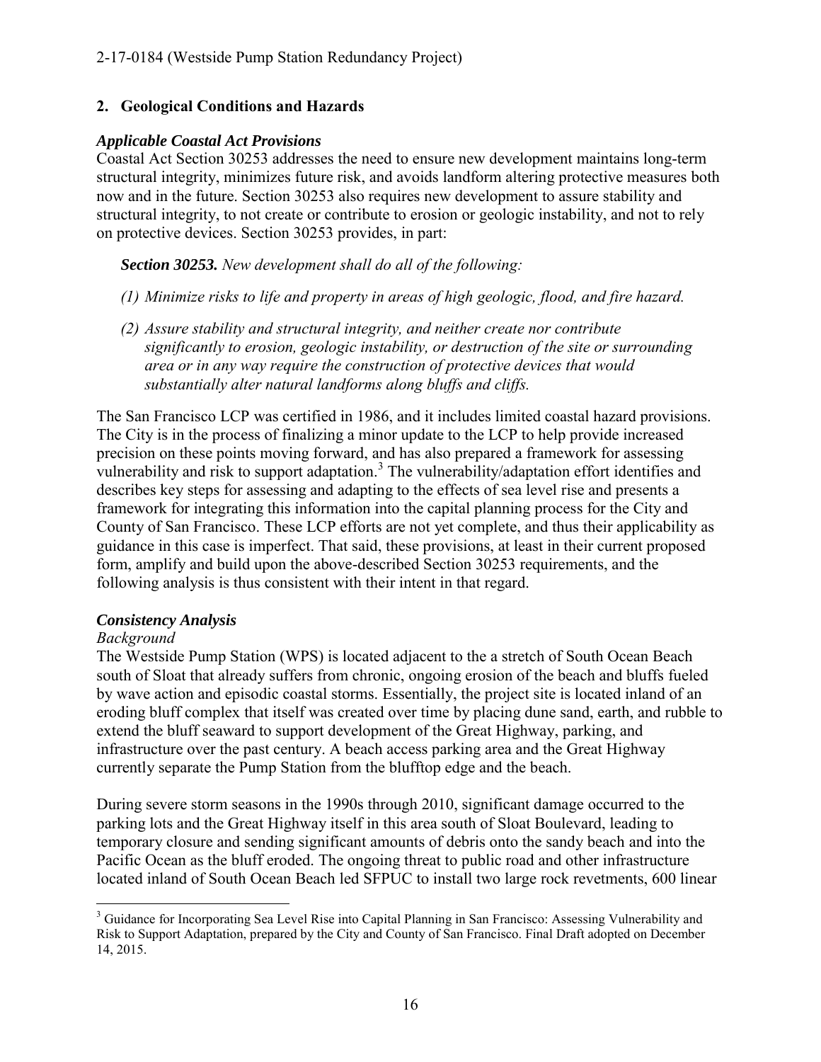## 2. Geological Conditions and Hazards

### *Applicable Coastal Act Provisions*

Coastal Act Section 30253 addresses the need to ensure new development maintains long-term structural integrity, minimizes future risk, and avoids landform altering protective measures both now and in the future. Section 30253 also requires new development to assure stability and structural integrity, to not create or contribute to erosion or geologic instability, and not to rely on protective devices. Section 30253 provides, in part:

> ***Section 30253.*** *New development shall do all of the following:*
>
> *(1) Minimize risks to life and property in areas of high geologic, flood, and fire hazard.*
>
> *(2) Assure stability and structural integrity, and neither create nor contribute significantly to erosion, geologic instability, or destruction of the site or surrounding area or in any way require the construction of protective devices that would substantially alter natural landforms along bluffs and cliffs.*

The San Francisco LCP was certified in 1986, and it includes limited coastal hazard provisions. The City is in the process of finalizing a minor update to the LCP to help provide increased precision on these points moving forward, and has also prepared a framework for assessing vulnerability and risk to support adaptation.[3] The vulnerability/adaptation effort identifies and describes key steps for assessing and adapting to the effects of sea level rise and presents a framework for integrating this information into the capital planning process for the City and County of San Francisco. These LCP efforts are not yet complete, and thus their applicability as guidance in this case is imperfect. That said, these provisions, at least in their current proposed form, amplify and build upon the above-described Section 30253 requirements, and the following analysis is thus consistent with their intent in that regard.

### *Consistency Analysis*

*Background*

The Westside Pump Station (WPS) is located adjacent to the a stretch of South Ocean Beach south of Sloat that already suffers from chronic, ongoing erosion of the beach and bluffs fueled by wave action and episodic coastal storms. Essentially, the project site is located inland of an eroding bluff complex that itself was created over time by placing dune sand, earth, and rubble to extend the bluff seaward to support development of the Great Highway, parking, and infrastructure over the past century. A beach access parking area and the Great Highway currently separate the Pump Station from the blufftop edge and the beach.

During severe storm seasons in the 1990s through 2010, significant damage occurred to the parking lots and the Great Highway itself in this area south of Sloat Boulevard, leading to temporary closure and sending significant amounts of debris onto the sandy beach and into the Pacific Ocean as the bluff eroded. The ongoing threat to public road and other infrastructure located inland of South Ocean Beach led SFPUC to install two large rock revetments, 600 linear

[3] Guidance for Incorporating Sea Level Rise into Capital Planning in San Francisco: Assessing Vulnerability and Risk to Support Adaptation, prepared by the City and County of San Francisco. Final Draft adopted on December 14, 2015.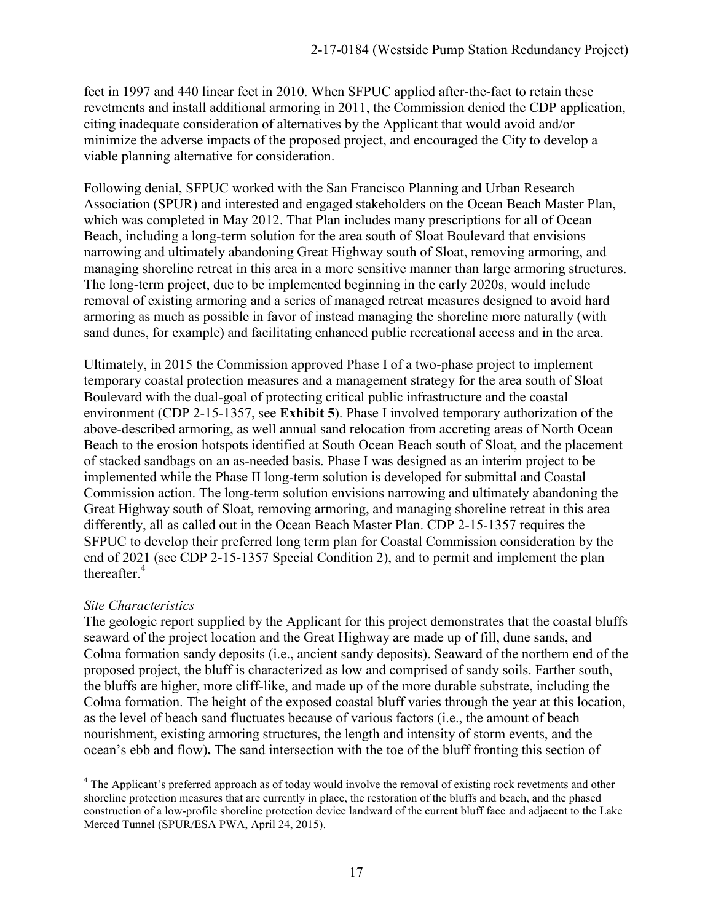feet in 1997 and 440 linear feet in 2010. When SFPUC applied after-the-fact to retain these revetments and install additional armoring in 2011, the Commission denied the CDP application, citing inadequate consideration of alternatives by the Applicant that would avoid and/or minimize the adverse impacts of the proposed project, and encouraged the City to develop a viable planning alternative for consideration.

Following denial, SFPUC worked with the San Francisco Planning and Urban Research Association (SPUR) and interested and engaged stakeholders on the Ocean Beach Master Plan, which was completed in May 2012. That Plan includes many prescriptions for all of Ocean Beach, including a long-term solution for the area south of Sloat Boulevard that envisions narrowing and ultimately abandoning Great Highway south of Sloat, removing armoring, and managing shoreline retreat in this area in a more sensitive manner than large armoring structures. The long-term project, due to be implemented beginning in the early 2020s, would include removal of existing armoring and a series of managed retreat measures designed to avoid hard armoring as much as possible in favor of instead managing the shoreline more naturally (with sand dunes, for example) and facilitating enhanced public recreational access and in the area.

Ultimately, in 2015 the Commission approved Phase I of a two-phase project to implement temporary coastal protection measures and a management strategy for the area south of Sloat Boulevard with the dual-goal of protecting critical public infrastructure and the coastal environment (CDP 2-15-1357, see **Exhibit 5**). Phase I involved temporary authorization of the above-described armoring, as well annual sand relocation from accreting areas of North Ocean Beach to the erosion hotspots identified at South Ocean Beach south of Sloat, and the placement of stacked sandbags on an as-needed basis. Phase I was designed as an interim project to be implemented while the Phase II long-term solution is developed for submittal and Coastal Commission action. The long-term solution envisions narrowing and ultimately abandoning the Great Highway south of Sloat, removing armoring, and managing shoreline retreat in this area differently, all as called out in the Ocean Beach Master Plan. CDP 2-15-1357 requires the SFPUC to develop their preferred long term plan for Coastal Commission consideration by the end of 2021 (see CDP 2-15-1357 Special Condition 2), and to permit and implement the plan thereafter.[4]

*Site Characteristics*

The geologic report supplied by the Applicant for this project demonstrates that the coastal bluffs seaward of the project location and the Great Highway are made up of fill, dune sands, and Colma formation sandy deposits (i.e., ancient sandy deposits). Seaward of the northern end of the proposed project, the bluff is characterized as low and comprised of sandy soils. Farther south, the bluffs are higher, more cliff-like, and made up of the more durable substrate, including the Colma formation. The height of the exposed coastal bluff varies through the year at this location, as the level of beach sand fluctuates because of various factors (i.e., the amount of beach nourishment, existing armoring structures, the length and intensity of storm events, and the ocean's ebb and flow)**.** The sand intersection with the toe of the bluff fronting this section of

[4] The Applicant's preferred approach as of today would involve the removal of existing rock revetments and other shoreline protection measures that are currently in place, the restoration of the bluffs and beach, and the phased construction of a low-profile shoreline protection device landward of the current bluff face and adjacent to the Lake Merced Tunnel (SPUR/ESA PWA, April 24, 2015).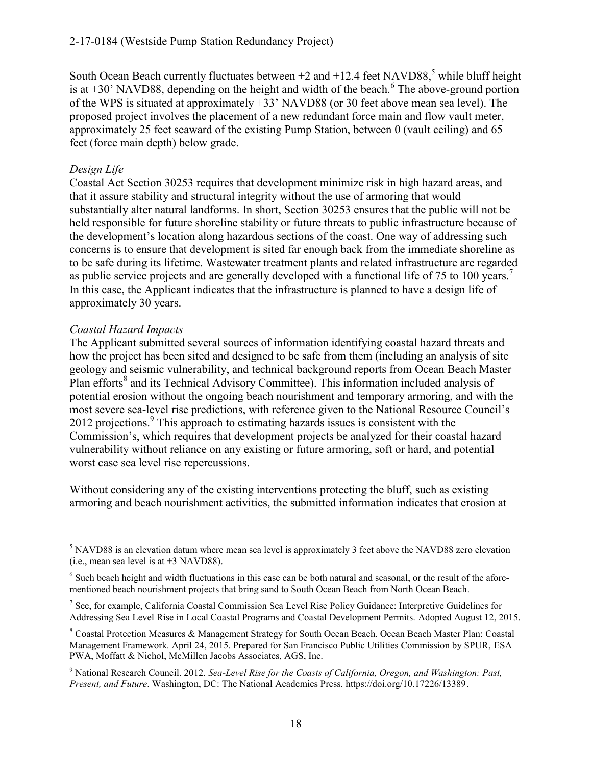South Ocean Beach currently fluctuates between +2 and +12.4 feet NAVD88,[5] while bluff height is at +30' NAVD88, depending on the height and width of the beach.[6] The above-ground portion of the WPS is situated at approximately +33' NAVD88 (or 30 feet above mean sea level). The proposed project involves the placement of a new redundant force main and flow vault meter, approximately 25 feet seaward of the existing Pump Station, between 0 (vault ceiling) and 65 feet (force main depth) below grade.

*Design Life*

Coastal Act Section 30253 requires that development minimize risk in high hazard areas, and that it assure stability and structural integrity without the use of armoring that would substantially alter natural landforms. In short, Section 30253 ensures that the public will not be held responsible for future shoreline stability or future threats to public infrastructure because of the development's location along hazardous sections of the coast. One way of addressing such concerns is to ensure that development is sited far enough back from the immediate shoreline as to be safe during its lifetime. Wastewater treatment plants and related infrastructure are regarded as public service projects and are generally developed with a functional life of 75 to 100 years.[7] In this case, the Applicant indicates that the infrastructure is planned to have a design life of approximately 30 years.

*Coastal Hazard Impacts*

The Applicant submitted several sources of information identifying coastal hazard threats and how the project has been sited and designed to be safe from them (including an analysis of site geology and seismic vulnerability, and technical background reports from Ocean Beach Master Plan efforts[8] and its Technical Advisory Committee). This information included analysis of potential erosion without the ongoing beach nourishment and temporary armoring, and with the most severe sea-level rise predictions, with reference given to the National Resource Council's 2012 projections.[9] This approach to estimating hazards issues is consistent with the Commission's, which requires that development projects be analyzed for their coastal hazard vulnerability without reliance on any existing or future armoring, soft or hard, and potential worst case sea level rise repercussions.

Without considering any of the existing interventions protecting the bluff, such as existing armoring and beach nourishment activities, the submitted information indicates that erosion at

---

[5] NAVD88 is an elevation datum where mean sea level is approximately 3 feet above the NAVD88 zero elevation (i.e., mean sea level is at +3 NAVD88).

[6] Such beach height and width fluctuations in this case can be both natural and seasonal, or the result of the aforementioned beach nourishment projects that bring sand to South Ocean Beach from North Ocean Beach.

[7] See, for example, California Coastal Commission Sea Level Rise Policy Guidance: Interpretive Guidelines for Addressing Sea Level Rise in Local Coastal Programs and Coastal Development Permits. Adopted August 12, 2015.

[8] Coastal Protection Measures & Management Strategy for South Ocean Beach. Ocean Beach Master Plan: Coastal Management Framework. April 24, 2015. Prepared for San Francisco Public Utilities Commission by SPUR, ESA PWA, Moffatt & Nichol, McMillen Jacobs Associates, AGS, Inc.

[9] National Research Council. 2012. *Sea-Level Rise for the Coasts of California, Oregon, and Washington: Past, Present, and Future*. Washington, DC: The National Academies Press. https://doi.org/10.17226/13389.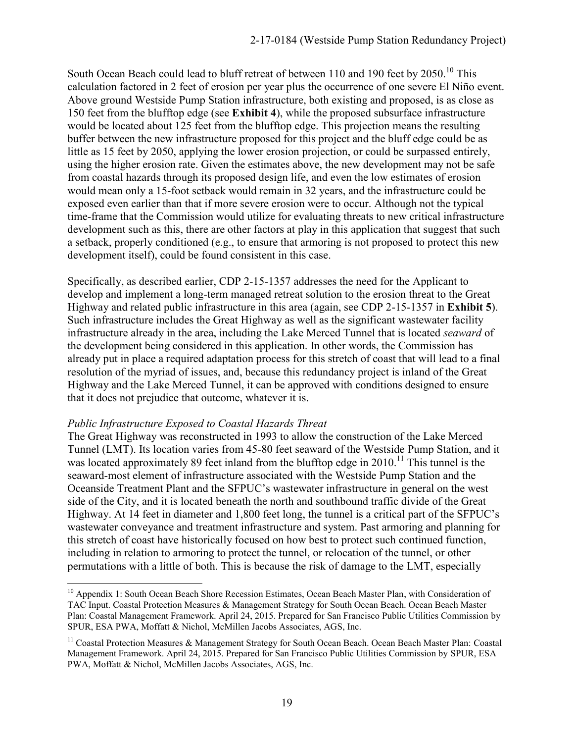South Ocean Beach could lead to bluff retreat of between 110 and 190 feet by 2050.[10] This calculation factored in 2 feet of erosion per year plus the occurrence of one severe El Niño event. Above ground Westside Pump Station infrastructure, both existing and proposed, is as close as 150 feet from the blufftop edge (see **Exhibit 4**), while the proposed subsurface infrastructure would be located about 125 feet from the blufftop edge. This projection means the resulting buffer between the new infrastructure proposed for this project and the bluff edge could be as little as 15 feet by 2050, applying the lower erosion projection, or could be surpassed entirely, using the higher erosion rate. Given the estimates above, the new development may not be safe from coastal hazards through its proposed design life, and even the low estimates of erosion would mean only a 15-foot setback would remain in 32 years, and the infrastructure could be exposed even earlier than that if more severe erosion were to occur. Although not the typical time-frame that the Commission would utilize for evaluating threats to new critical infrastructure development such as this, there are other factors at play in this application that suggest that such a setback, properly conditioned (e.g., to ensure that armoring is not proposed to protect this new development itself), could be found consistent in this case.

Specifically, as described earlier, CDP 2-15-1357 addresses the need for the Applicant to develop and implement a long-term managed retreat solution to the erosion threat to the Great Highway and related public infrastructure in this area (again, see CDP 2-15-1357 in **Exhibit 5**). Such infrastructure includes the Great Highway as well as the significant wastewater facility infrastructure already in the area, including the Lake Merced Tunnel that is located *seaward* of the development being considered in this application. In other words, the Commission has already put in place a required adaptation process for this stretch of coast that will lead to a final resolution of the myriad of issues, and, because this redundancy project is inland of the Great Highway and the Lake Merced Tunnel, it can be approved with conditions designed to ensure that it does not prejudice that outcome, whatever it is.

*Public Infrastructure Exposed to Coastal Hazards Threat*

The Great Highway was reconstructed in 1993 to allow the construction of the Lake Merced Tunnel (LMT). Its location varies from 45-80 feet seaward of the Westside Pump Station, and it was located approximately 89 feet inland from the blufftop edge in 2010.[11] This tunnel is the seaward-most element of infrastructure associated with the Westside Pump Station and the Oceanside Treatment Plant and the SFPUC's wastewater infrastructure in general on the west side of the City, and it is located beneath the north and southbound traffic divide of the Great Highway. At 14 feet in diameter and 1,800 feet long, the tunnel is a critical part of the SFPUC's wastewater conveyance and treatment infrastructure and system. Past armoring and planning for this stretch of coast have historically focused on how best to protect such continued function, including in relation to armoring to protect the tunnel, or relocation of the tunnel, or other permutations with a little of both. This is because the risk of damage to the LMT, especially

---

[10] Appendix 1: South Ocean Beach Shore Recession Estimates, Ocean Beach Master Plan, with Consideration of TAC Input. Coastal Protection Measures & Management Strategy for South Ocean Beach. Ocean Beach Master Plan: Coastal Management Framework. April 24, 2015. Prepared for San Francisco Public Utilities Commission by SPUR, ESA PWA, Moffatt & Nichol, McMillen Jacobs Associates, AGS, Inc.

[11] Coastal Protection Measures & Management Strategy for South Ocean Beach. Ocean Beach Master Plan: Coastal Management Framework. April 24, 2015. Prepared for San Francisco Public Utilities Commission by SPUR, ESA PWA, Moffatt & Nichol, McMillen Jacobs Associates, AGS, Inc.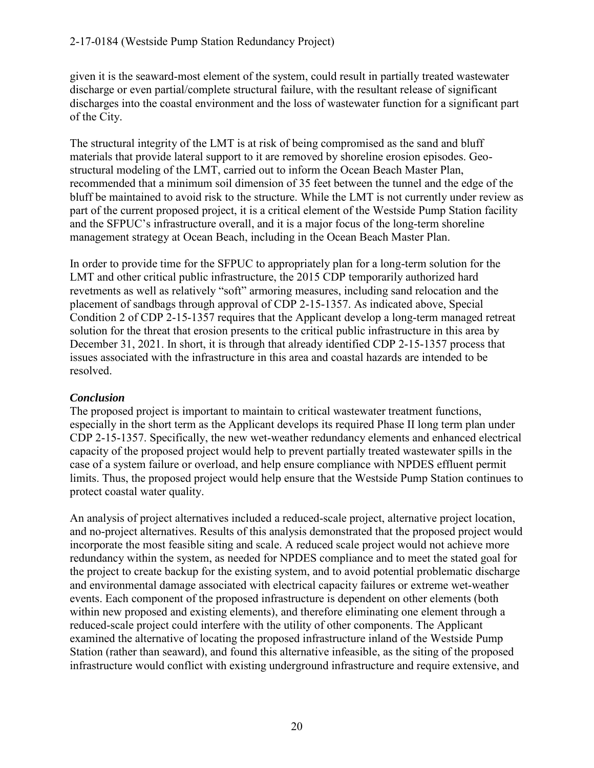given it is the seaward-most element of the system, could result in partially treated wastewater discharge or even partial/complete structural failure, with the resultant release of significant discharges into the coastal environment and the loss of wastewater function for a significant part of the City.

The structural integrity of the LMT is at risk of being compromised as the sand and bluff materials that provide lateral support to it are removed by shoreline erosion episodes. Geo-structural modeling of the LMT, carried out to inform the Ocean Beach Master Plan, recommended that a minimum soil dimension of 35 feet between the tunnel and the edge of the bluff be maintained to avoid risk to the structure. While the LMT is not currently under review as part of the current proposed project, it is a critical element of the Westside Pump Station facility and the SFPUC's infrastructure overall, and it is a major focus of the long-term shoreline management strategy at Ocean Beach, including in the Ocean Beach Master Plan.

In order to provide time for the SFPUC to appropriately plan for a long-term solution for the LMT and other critical public infrastructure, the 2015 CDP temporarily authorized hard revetments as well as relatively "soft" armoring measures, including sand relocation and the placement of sandbags through approval of CDP 2-15-1357. As indicated above, Special Condition 2 of CDP 2-15-1357 requires that the Applicant develop a long-term managed retreat solution for the threat that erosion presents to the critical public infrastructure in this area by December 31, 2021. In short, it is through that already identified CDP 2-15-1357 process that issues associated with the infrastructure in this area and coastal hazards are intended to be resolved.

### *Conclusion*

The proposed project is important to maintain to critical wastewater treatment functions, especially in the short term as the Applicant develops its required Phase II long term plan under CDP 2-15-1357. Specifically, the new wet-weather redundancy elements and enhanced electrical capacity of the proposed project would help to prevent partially treated wastewater spills in the case of a system failure or overload, and help ensure compliance with NPDES effluent permit limits. Thus, the proposed project would help ensure that the Westside Pump Station continues to protect coastal water quality.

An analysis of project alternatives included a reduced-scale project, alternative project location, and no-project alternatives. Results of this analysis demonstrated that the proposed project would incorporate the most feasible siting and scale. A reduced scale project would not achieve more redundancy within the system, as needed for NPDES compliance and to meet the stated goal for the project to create backup for the existing system, and to avoid potential problematic discharge and environmental damage associated with electrical capacity failures or extreme wet-weather events. Each component of the proposed infrastructure is dependent on other elements (both within new proposed and existing elements), and therefore eliminating one element through a reduced-scale project could interfere with the utility of other components. The Applicant examined the alternative of locating the proposed infrastructure inland of the Westside Pump Station (rather than seaward), and found this alternative infeasible, as the siting of the proposed infrastructure would conflict with existing underground infrastructure and require extensive, and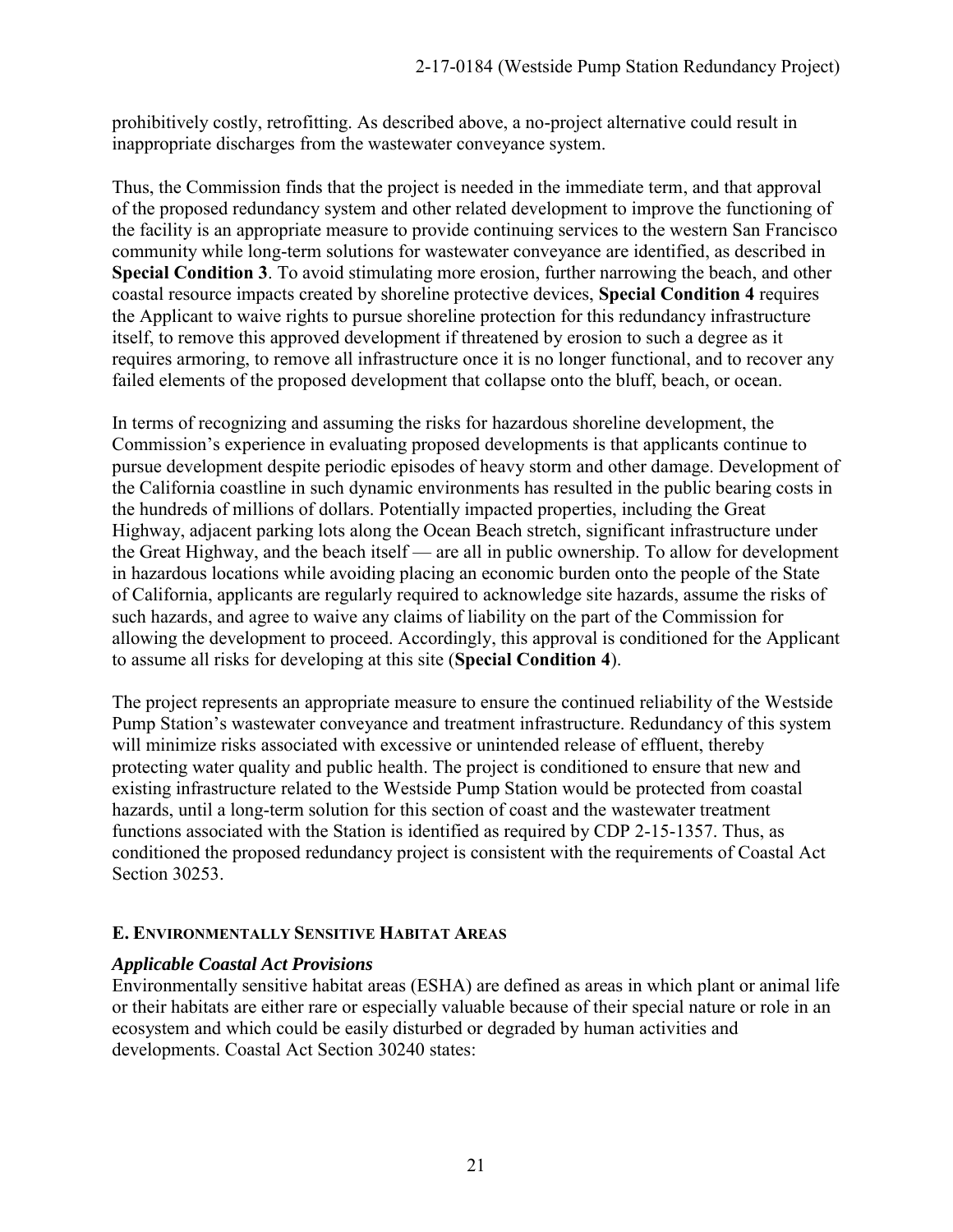prohibitively costly, retrofitting. As described above, a no-project alternative could result in inappropriate discharges from the wastewater conveyance system.

Thus, the Commission finds that the project is needed in the immediate term, and that approval of the proposed redundancy system and other related development to improve the functioning of the facility is an appropriate measure to provide continuing services to the western San Francisco community while long-term solutions for wastewater conveyance are identified, as described in **Special Condition 3**. To avoid stimulating more erosion, further narrowing the beach, and other coastal resource impacts created by shoreline protective devices, **Special Condition 4** requires the Applicant to waive rights to pursue shoreline protection for this redundancy infrastructure itself, to remove this approved development if threatened by erosion to such a degree as it requires armoring, to remove all infrastructure once it is no longer functional, and to recover any failed elements of the proposed development that collapse onto the bluff, beach, or ocean.

In terms of recognizing and assuming the risks for hazardous shoreline development, the Commission's experience in evaluating proposed developments is that applicants continue to pursue development despite periodic episodes of heavy storm and other damage. Development of the California coastline in such dynamic environments has resulted in the public bearing costs in the hundreds of millions of dollars. Potentially impacted properties, including the Great Highway, adjacent parking lots along the Ocean Beach stretch, significant infrastructure under the Great Highway, and the beach itself — are all in public ownership. To allow for development in hazardous locations while avoiding placing an economic burden onto the people of the State of California, applicants are regularly required to acknowledge site hazards, assume the risks of such hazards, and agree to waive any claims of liability on the part of the Commission for allowing the development to proceed. Accordingly, this approval is conditioned for the Applicant to assume all risks for developing at this site (**Special Condition 4**).

The project represents an appropriate measure to ensure the continued reliability of the Westside Pump Station's wastewater conveyance and treatment infrastructure. Redundancy of this system will minimize risks associated with excessive or unintended release of effluent, thereby protecting water quality and public health. The project is conditioned to ensure that new and existing infrastructure related to the Westside Pump Station would be protected from coastal hazards, until a long-term solution for this section of coast and the wastewater treatment functions associated with the Station is identified as required by CDP 2-15-1357. Thus, as conditioned the proposed redundancy project is consistent with the requirements of Coastal Act Section 30253.

### E. Environmentally Sensitive Habitat Areas

#### *Applicable Coastal Act Provisions*

Environmentally sensitive habitat areas (ESHA) are defined as areas in which plant or animal life or their habitats are either rare or especially valuable because of their special nature or role in an ecosystem and which could be easily disturbed or degraded by human activities and developments. Coastal Act Section 30240 states: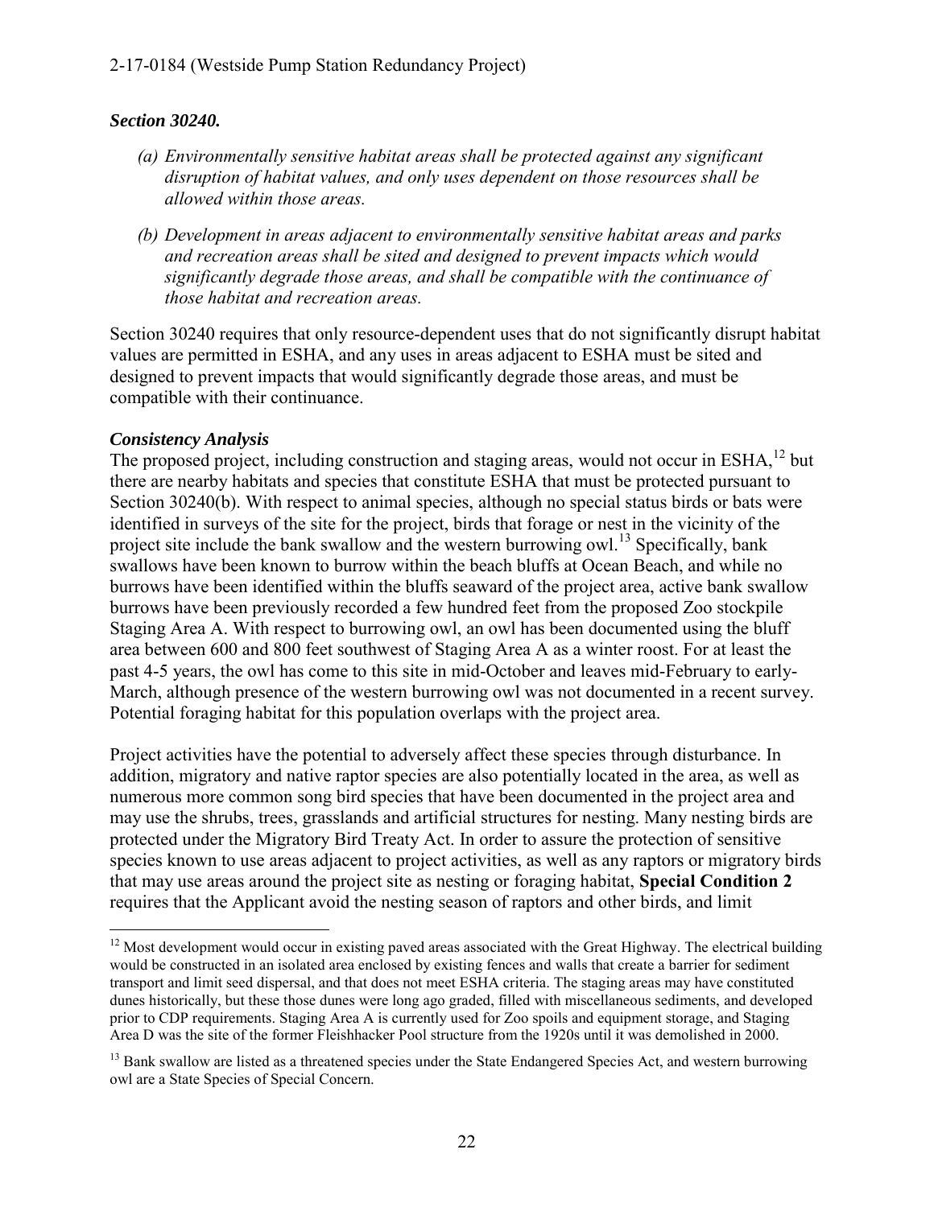### *Section 30240.*

*(a) Environmentally sensitive habitat areas shall be protected against any significant disruption of habitat values, and only uses dependent on those resources shall be allowed within those areas.*

*(b) Development in areas adjacent to environmentally sensitive habitat areas and parks and recreation areas shall be sited and designed to prevent impacts which would significantly degrade those areas, and shall be compatible with the continuance of those habitat and recreation areas.*

Section 30240 requires that only resource-dependent uses that do not significantly disrupt habitat values are permitted in ESHA, and any uses in areas adjacent to ESHA must be sited and designed to prevent impacts that would significantly degrade those areas, and must be compatible with their continuance.

### *Consistency Analysis*

The proposed project, including construction and staging areas, would not occur in ESHA,[12] but there are nearby habitats and species that constitute ESHA that must be protected pursuant to Section 30240(b). With respect to animal species, although no special status birds or bats were identified in surveys of the site for the project, birds that forage or nest in the vicinity of the project site include the bank swallow and the western burrowing owl.[13] Specifically, bank swallows have been known to burrow within the beach bluffs at Ocean Beach, and while no burrows have been identified within the bluffs seaward of the project area, active bank swallow burrows have been previously recorded a few hundred feet from the proposed Zoo stockpile Staging Area A. With respect to burrowing owl, an owl has been documented using the bluff area between 600 and 800 feet southwest of Staging Area A as a winter roost. For at least the past 4-5 years, the owl has come to this site in mid-October and leaves mid-February to early-March, although presence of the western burrowing owl was not documented in a recent survey. Potential foraging habitat for this population overlaps with the project area.

Project activities have the potential to adversely affect these species through disturbance. In addition, migratory and native raptor species are also potentially located in the area, as well as numerous more common song bird species that have been documented in the project area and may use the shrubs, trees, grasslands and artificial structures for nesting. Many nesting birds are protected under the Migratory Bird Treaty Act. In order to assure the protection of sensitive species known to use areas adjacent to project activities, as well as any raptors or migratory birds that may use areas around the project site as nesting or foraging habitat, **Special Condition 2** requires that the Applicant avoid the nesting season of raptors and other birds, and limit

---

[12] Most development would occur in existing paved areas associated with the Great Highway. The electrical building would be constructed in an isolated area enclosed by existing fences and walls that create a barrier for sediment transport and limit seed dispersal, and that does not meet ESHA criteria. The staging areas may have constituted dunes historically, but these those dunes were long ago graded, filled with miscellaneous sediments, and developed prior to CDP requirements. Staging Area A is currently used for Zoo spoils and equipment storage, and Staging Area D was the site of the former Fleishhacker Pool structure from the 1920s until it was demolished in 2000.

[13] Bank swallow are listed as a threatened species under the State Endangered Species Act, and western burrowing owl are a State Species of Special Concern.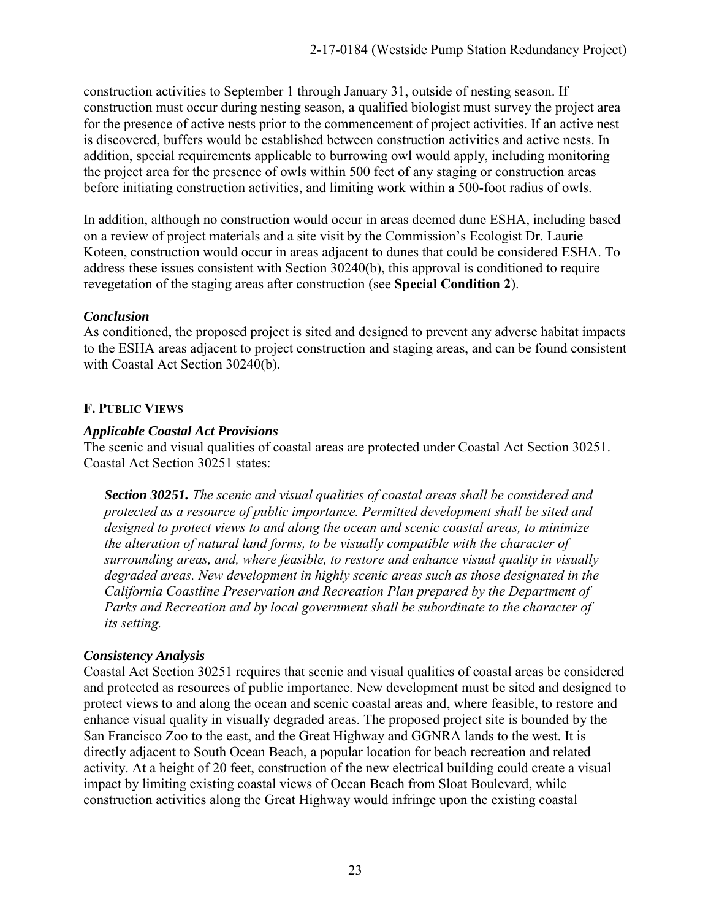construction activities to September 1 through January 31, outside of nesting season. If construction must occur during nesting season, a qualified biologist must survey the project area for the presence of active nests prior to the commencement of project activities. If an active nest is discovered, buffers would be established between construction activities and active nests. In addition, special requirements applicable to burrowing owl would apply, including monitoring the project area for the presence of owls within 500 feet of any staging or construction areas before initiating construction activities, and limiting work within a 500-foot radius of owls.

In addition, although no construction would occur in areas deemed dune ESHA, including based on a review of project materials and a site visit by the Commission's Ecologist Dr. Laurie Koteen, construction would occur in areas adjacent to dunes that could be considered ESHA. To address these issues consistent with Section 30240(b), this approval is conditioned to require revegetation of the staging areas after construction (see **Special Condition 2**).

### *Conclusion*

As conditioned, the proposed project is sited and designed to prevent any adverse habitat impacts to the ESHA areas adjacent to project construction and staging areas, and can be found consistent with Coastal Act Section 30240(b).

## F. Public Views

### *Applicable Coastal Act Provisions*

The scenic and visual qualities of coastal areas are protected under Coastal Act Section 30251. Coastal Act Section 30251 states:

> ***Section 30251.*** *The scenic and visual qualities of coastal areas shall be considered and protected as a resource of public importance. Permitted development shall be sited and designed to protect views to and along the ocean and scenic coastal areas, to minimize the alteration of natural land forms, to be visually compatible with the character of surrounding areas, and, where feasible, to restore and enhance visual quality in visually degraded areas. New development in highly scenic areas such as those designated in the California Coastline Preservation and Recreation Plan prepared by the Department of Parks and Recreation and by local government shall be subordinate to the character of its setting.*

### *Consistency Analysis*

Coastal Act Section 30251 requires that scenic and visual qualities of coastal areas be considered and protected as resources of public importance. New development must be sited and designed to protect views to and along the ocean and scenic coastal areas and, where feasible, to restore and enhance visual quality in visually degraded areas. The proposed project site is bounded by the San Francisco Zoo to the east, and the Great Highway and GGNRA lands to the west. It is directly adjacent to South Ocean Beach, a popular location for beach recreation and related activity. At a height of 20 feet, construction of the new electrical building could create a visual impact by limiting existing coastal views of Ocean Beach from Sloat Boulevard, while construction activities along the Great Highway would infringe upon the existing coastal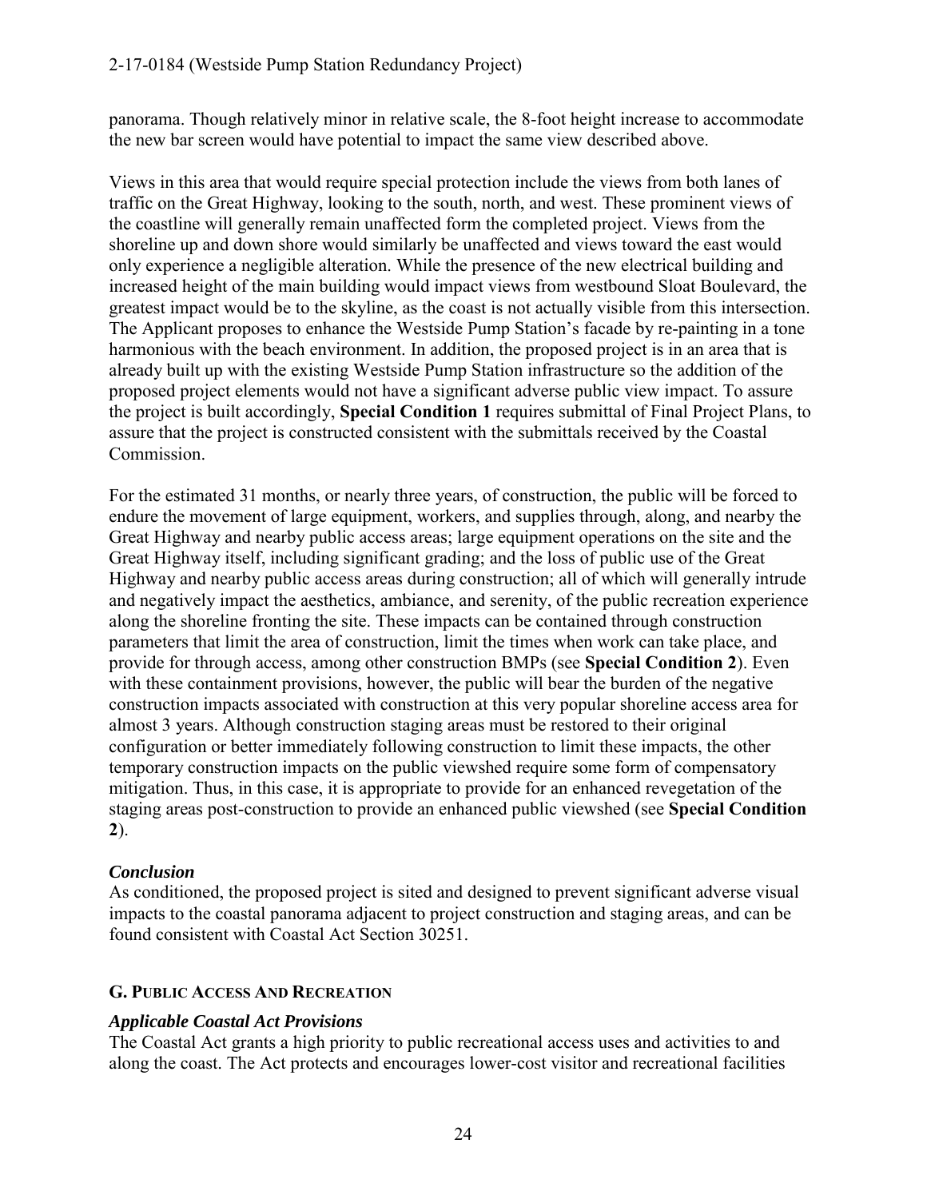panorama. Though relatively minor in relative scale, the 8-foot height increase to accommodate the new bar screen would have potential to impact the same view described above.

Views in this area that would require special protection include the views from both lanes of traffic on the Great Highway, looking to the south, north, and west. These prominent views of the coastline will generally remain unaffected form the completed project. Views from the shoreline up and down shore would similarly be unaffected and views toward the east would only experience a negligible alteration. While the presence of the new electrical building and increased height of the main building would impact views from westbound Sloat Boulevard, the greatest impact would be to the skyline, as the coast is not actually visible from this intersection. The Applicant proposes to enhance the Westside Pump Station's facade by re-painting in a tone harmonious with the beach environment. In addition, the proposed project is in an area that is already built up with the existing Westside Pump Station infrastructure so the addition of the proposed project elements would not have a significant adverse public view impact. To assure the project is built accordingly, **Special Condition 1** requires submittal of Final Project Plans, to assure that the project is constructed consistent with the submittals received by the Coastal Commission.

For the estimated 31 months, or nearly three years, of construction, the public will be forced to endure the movement of large equipment, workers, and supplies through, along, and nearby the Great Highway and nearby public access areas; large equipment operations on the site and the Great Highway itself, including significant grading; and the loss of public use of the Great Highway and nearby public access areas during construction; all of which will generally intrude and negatively impact the aesthetics, ambiance, and serenity, of the public recreation experience along the shoreline fronting the site. These impacts can be contained through construction parameters that limit the area of construction, limit the times when work can take place, and provide for through access, among other construction BMPs (see **Special Condition 2**). Even with these containment provisions, however, the public will bear the burden of the negative construction impacts associated with construction at this very popular shoreline access area for almost 3 years. Although construction staging areas must be restored to their original configuration or better immediately following construction to limit these impacts, the other temporary construction impacts on the public viewshed require some form of compensatory mitigation. Thus, in this case, it is appropriate to provide for an enhanced revegetation of the staging areas post-construction to provide an enhanced public viewshed (see **Special Condition 2**).

### *Conclusion*

As conditioned, the proposed project is sited and designed to prevent significant adverse visual impacts to the coastal panorama adjacent to project construction and staging areas, and can be found consistent with Coastal Act Section 30251.

## G. Public Access And Recreation

### *Applicable Coastal Act Provisions*

The Coastal Act grants a high priority to public recreational access uses and activities to and along the coast. The Act protects and encourages lower-cost visitor and recreational facilities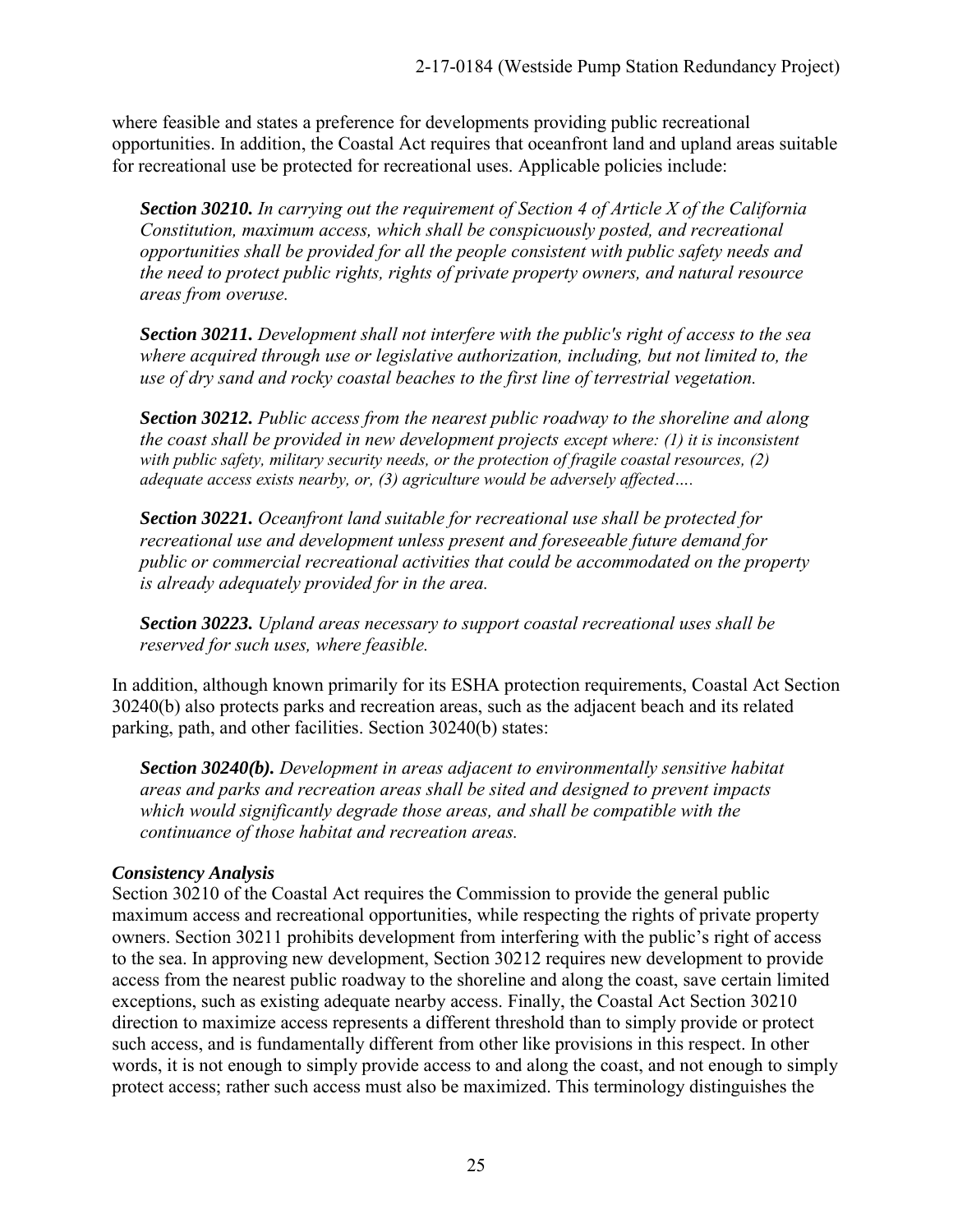where feasible and states a preference for developments providing public recreational opportunities. In addition, the Coastal Act requires that oceanfront land and upland areas suitable for recreational use be protected for recreational uses. Applicable policies include:

> ***Section 30210.*** *In carrying out the requirement of Section 4 of Article X of the California Constitution, maximum access, which shall be conspicuously posted, and recreational opportunities shall be provided for all the people consistent with public safety needs and the need to protect public rights, rights of private property owners, and natural resource areas from overuse.*
>
> ***Section 30211.*** *Development shall not interfere with the public's right of access to the sea where acquired through use or legislative authorization, including, but not limited to, the use of dry sand and rocky coastal beaches to the first line of terrestrial vegetation.*
>
> ***Section 30212.*** *Public access from the nearest public roadway to the shoreline and along the coast shall be provided in new development projects except where: (1) it is inconsistent with public safety, military security needs, or the protection of fragile coastal resources, (2) adequate access exists nearby, or, (3) agriculture would be adversely affected….*
>
> ***Section 30221.*** *Oceanfront land suitable for recreational use shall be protected for recreational use and development unless present and foreseeable future demand for public or commercial recreational activities that could be accommodated on the property is already adequately provided for in the area.*
>
> ***Section 30223.*** *Upland areas necessary to support coastal recreational uses shall be reserved for such uses, where feasible.*

In addition, although known primarily for its ESHA protection requirements, Coastal Act Section 30240(b) also protects parks and recreation areas, such as the adjacent beach and its related parking, path, and other facilities. Section 30240(b) states:

> ***Section 30240(b).*** *Development in areas adjacent to environmentally sensitive habitat areas and parks and recreation areas shall be sited and designed to prevent impacts which would significantly degrade those areas, and shall be compatible with the continuance of those habitat and recreation areas.*

### *Consistency Analysis*

Section 30210 of the Coastal Act requires the Commission to provide the general public maximum access and recreational opportunities, while respecting the rights of private property owners. Section 30211 prohibits development from interfering with the public's right of access to the sea. In approving new development, Section 30212 requires new development to provide access from the nearest public roadway to the shoreline and along the coast, save certain limited exceptions, such as existing adequate nearby access. Finally, the Coastal Act Section 30210 direction to maximize access represents a different threshold than to simply provide or protect such access, and is fundamentally different from other like provisions in this respect. In other words, it is not enough to simply provide access to and along the coast, and not enough to simply protect access; rather such access must also be maximized. This terminology distinguishes the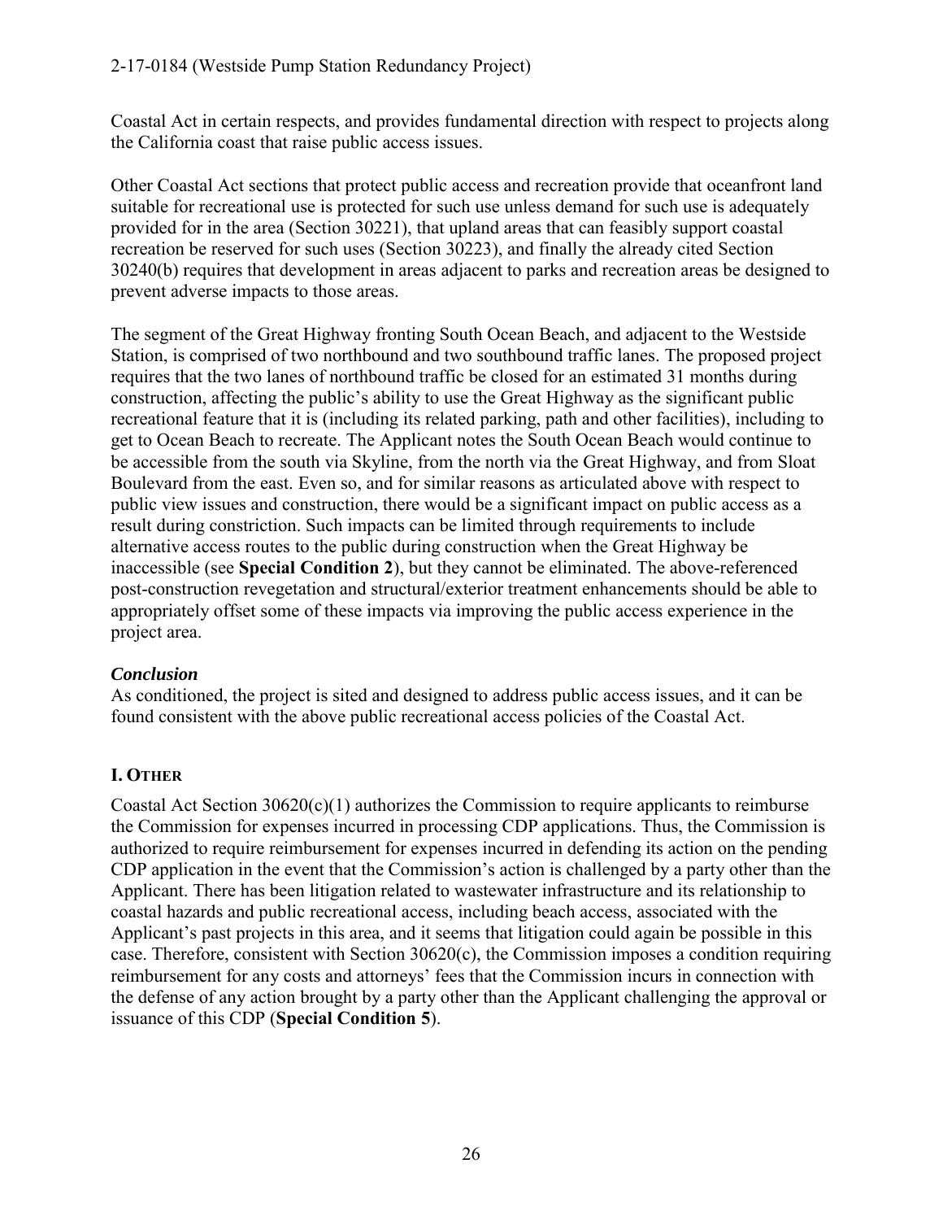Coastal Act in certain respects, and provides fundamental direction with respect to projects along the California coast that raise public access issues.

Other Coastal Act sections that protect public access and recreation provide that oceanfront land suitable for recreational use is protected for such use unless demand for such use is adequately provided for in the area (Section 30221), that upland areas that can feasibly support coastal recreation be reserved for such uses (Section 30223), and finally the already cited Section 30240(b) requires that development in areas adjacent to parks and recreation areas be designed to prevent adverse impacts to those areas.

The segment of the Great Highway fronting South Ocean Beach, and adjacent to the Westside Station, is comprised of two northbound and two southbound traffic lanes. The proposed project requires that the two lanes of northbound traffic be closed for an estimated 31 months during construction, affecting the public's ability to use the Great Highway as the significant public recreational feature that it is (including its related parking, path and other facilities), including to get to Ocean Beach to recreate. The Applicant notes the South Ocean Beach would continue to be accessible from the south via Skyline, from the north via the Great Highway, and from Sloat Boulevard from the east. Even so, and for similar reasons as articulated above with respect to public view issues and construction, there would be a significant impact on public access as a result during constriction. Such impacts can be limited through requirements to include alternative access routes to the public during construction when the Great Highway be inaccessible (see **Special Condition 2**), but they cannot be eliminated. The above-referenced post-construction revegetation and structural/exterior treatment enhancements should be able to appropriately offset some of these impacts via improving the public access experience in the project area.

***Conclusion***

As conditioned, the project is sited and designed to address public access issues, and it can be found consistent with the above public recreational access policies of the Coastal Act.

## I. OTHER

Coastal Act Section 30620(c)(1) authorizes the Commission to require applicants to reimburse the Commission for expenses incurred in processing CDP applications. Thus, the Commission is authorized to require reimbursement for expenses incurred in defending its action on the pending CDP application in the event that the Commission's action is challenged by a party other than the Applicant. There has been litigation related to wastewater infrastructure and its relationship to coastal hazards and public recreational access, including beach access, associated with the Applicant's past projects in this area, and it seems that litigation could again be possible in this case. Therefore, consistent with Section 30620(c), the Commission imposes a condition requiring reimbursement for any costs and attorneys' fees that the Commission incurs in connection with the defense of any action brought by a party other than the Applicant challenging the approval or issuance of this CDP (**Special Condition 5**).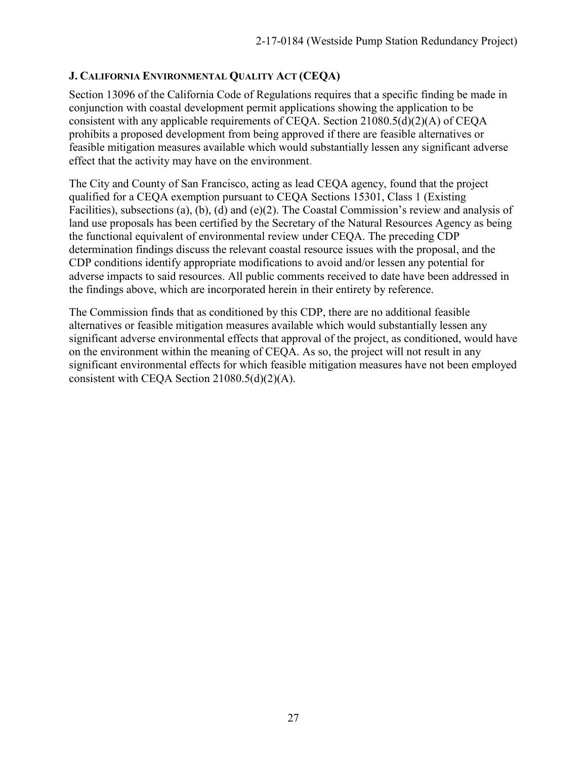### J. CALIFORNIA ENVIRONMENTAL QUALITY ACT (CEQA)

Section 13096 of the California Code of Regulations requires that a specific finding be made in conjunction with coastal development permit applications showing the application to be consistent with any applicable requirements of CEQA. Section 21080.5(d)(2)(A) of CEQA prohibits a proposed development from being approved if there are feasible alternatives or feasible mitigation measures available which would substantially lessen any significant adverse effect that the activity may have on the environment.

The City and County of San Francisco, acting as lead CEQA agency, found that the project qualified for a CEQA exemption pursuant to CEQA Sections 15301, Class 1 (Existing Facilities), subsections (a), (b), (d) and (e)(2). The Coastal Commission's review and analysis of land use proposals has been certified by the Secretary of the Natural Resources Agency as being the functional equivalent of environmental review under CEQA. The preceding CDP determination findings discuss the relevant coastal resource issues with the proposal, and the CDP conditions identify appropriate modifications to avoid and/or lessen any potential for adverse impacts to said resources. All public comments received to date have been addressed in the findings above, which are incorporated herein in their entirety by reference.

The Commission finds that as conditioned by this CDP, there are no additional feasible alternatives or feasible mitigation measures available which would substantially lessen any significant adverse environmental effects that approval of the project, as conditioned, would have on the environment within the meaning of CEQA. As so, the project will not result in any significant environmental effects for which feasible mitigation measures have not been employed consistent with CEQA Section 21080.5(d)(2)(A).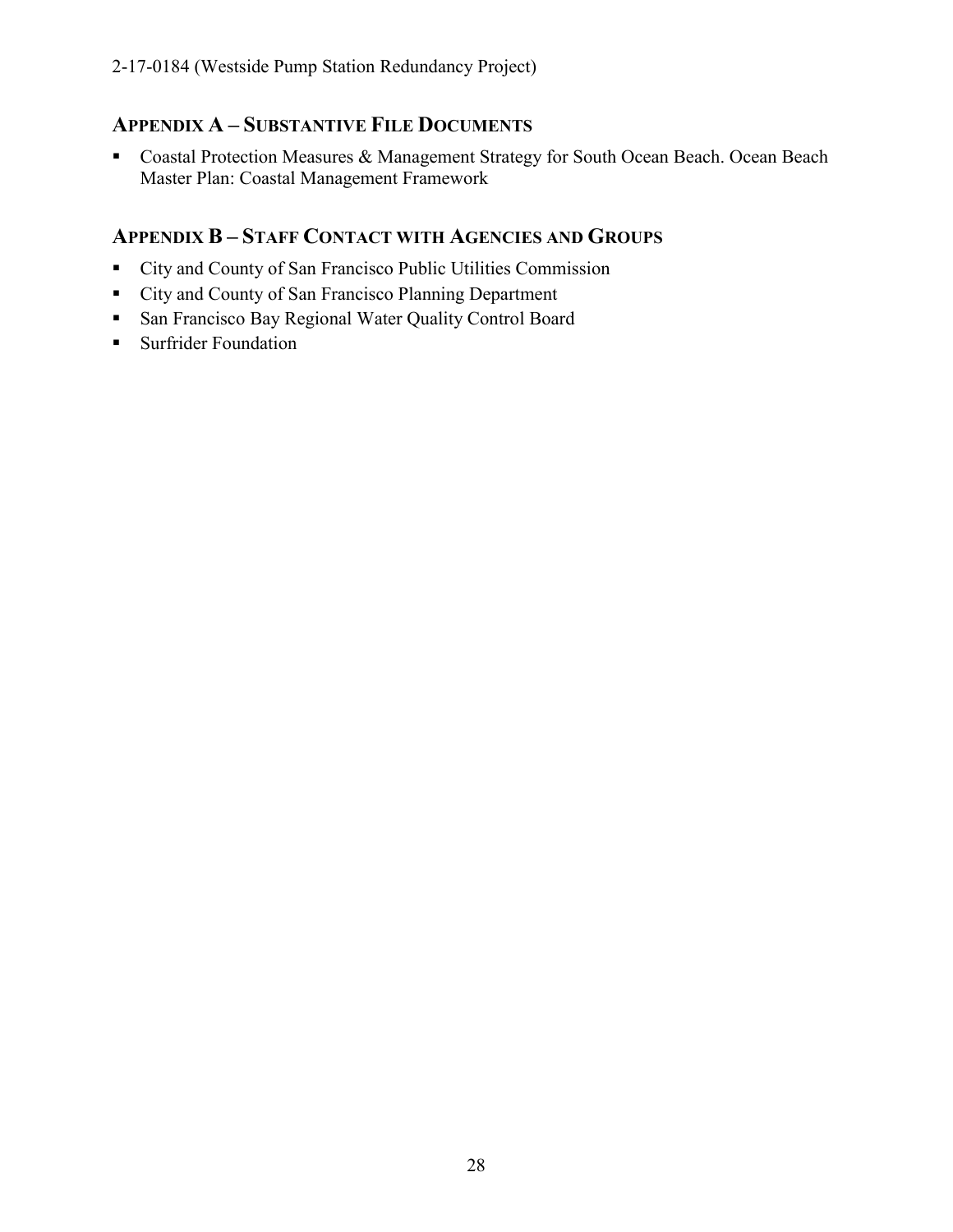## APPENDIX A – SUBSTANTIVE FILE DOCUMENTS

- Coastal Protection Measures & Management Strategy for South Ocean Beach. Ocean Beach Master Plan: Coastal Management Framework

## APPENDIX B – STAFF CONTACT WITH AGENCIES AND GROUPS

- City and County of San Francisco Public Utilities Commission
- City and County of San Francisco Planning Department
- San Francisco Bay Regional Water Quality Control Board
- Surfrider Foundation